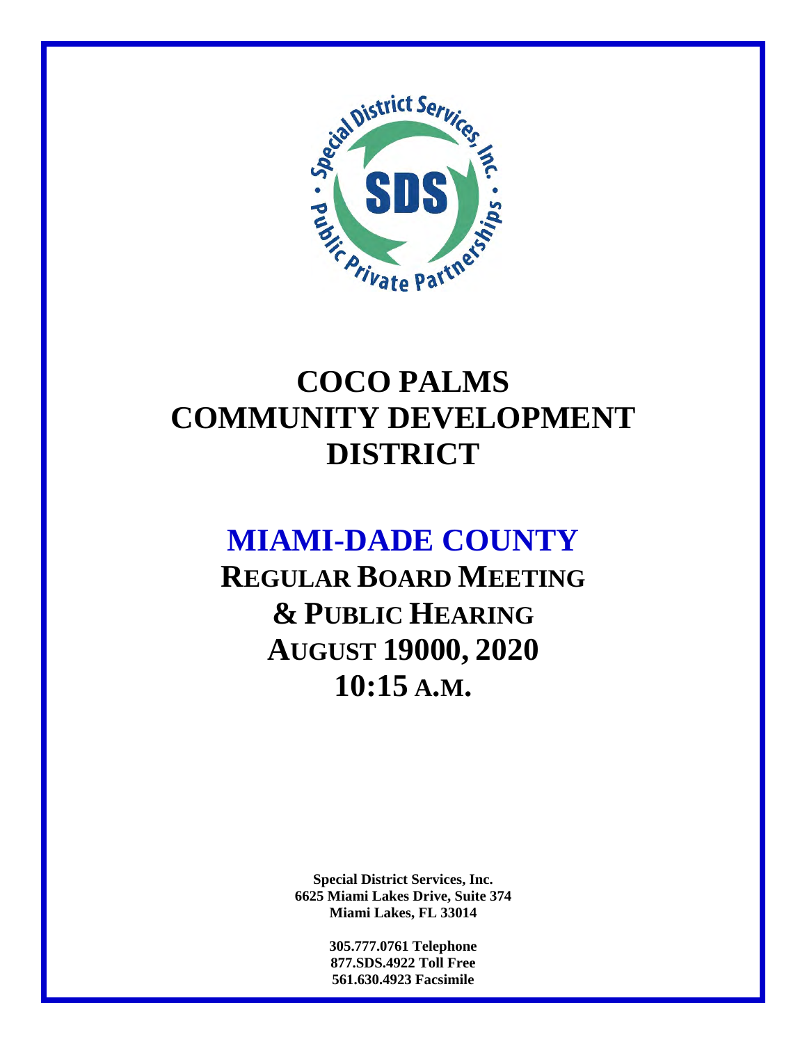# COCO PALMS COMMUNITY DEVELOPMENT DISTRICT

## MIAMI-DADE COUNTY

**REGULAR BOARD MEETING**
**& PUBLIC HEARING**
**AUGUST 19000, 2020**
**10:15 A.M.**

**Special District Services, Inc.**
**6625 Miami Lakes Drive, Suite 374**
**Miami Lakes, FL 33014**

**305.777.0761 Telephone**
**877.SDS.4922 Toll Free**
**561.630.4923 Facsimile**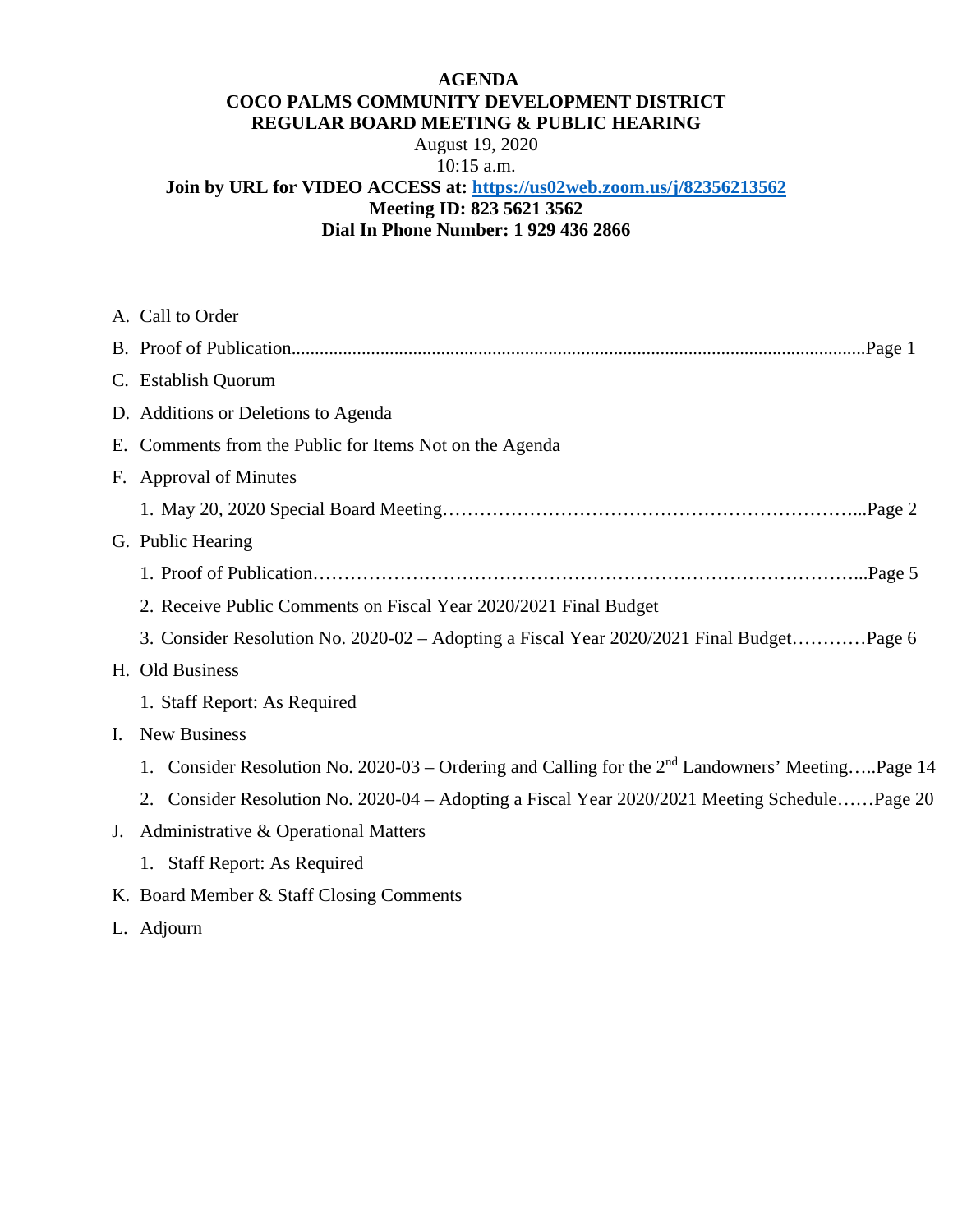**AGENDA**
**COCO PALMS COMMUNITY DEVELOPMENT DISTRICT**
**REGULAR BOARD MEETING & PUBLIC HEARING**
August 19, 2020
10:15 a.m.
**Join by URL for VIDEO ACCESS at: [https://us02web.zoom.us/j/82356213562](https://us02web.zoom.us/j/82356213562)**
**Meeting ID: 823 5621 3562**
**Dial In Phone Number: 1 929 436 2866**

A. Call to Order

B. Proof of Publication..........................................................................................................................Page 1

C. Establish Quorum

D. Additions or Deletions to Agenda

E. Comments from the Public for Items Not on the Agenda

F. Approval of Minutes

   1. May 20, 2020 Special Board Meeting………………………………………………………...Page 2

G. Public Hearing

   1. Proof of Publication…………………………………………………………………………...Page 5

   2. Receive Public Comments on Fiscal Year 2020/2021 Final Budget

   3. Consider Resolution No. 2020-02 – Adopting a Fiscal Year 2020/2021 Final Budget…………Page 6

H. Old Business

   1. Staff Report: As Required

I. New Business

   1. Consider Resolution No. 2020-03 – Ordering and Calling for the 2nd Landowners' Meeting…..Page 14

   2. Consider Resolution No. 2020-04 – Adopting a Fiscal Year 2020/2021 Meeting Schedule……Page 20

J. Administrative & Operational Matters

   1. Staff Report: As Required

K. Board Member & Staff Closing Comments

L. Adjourn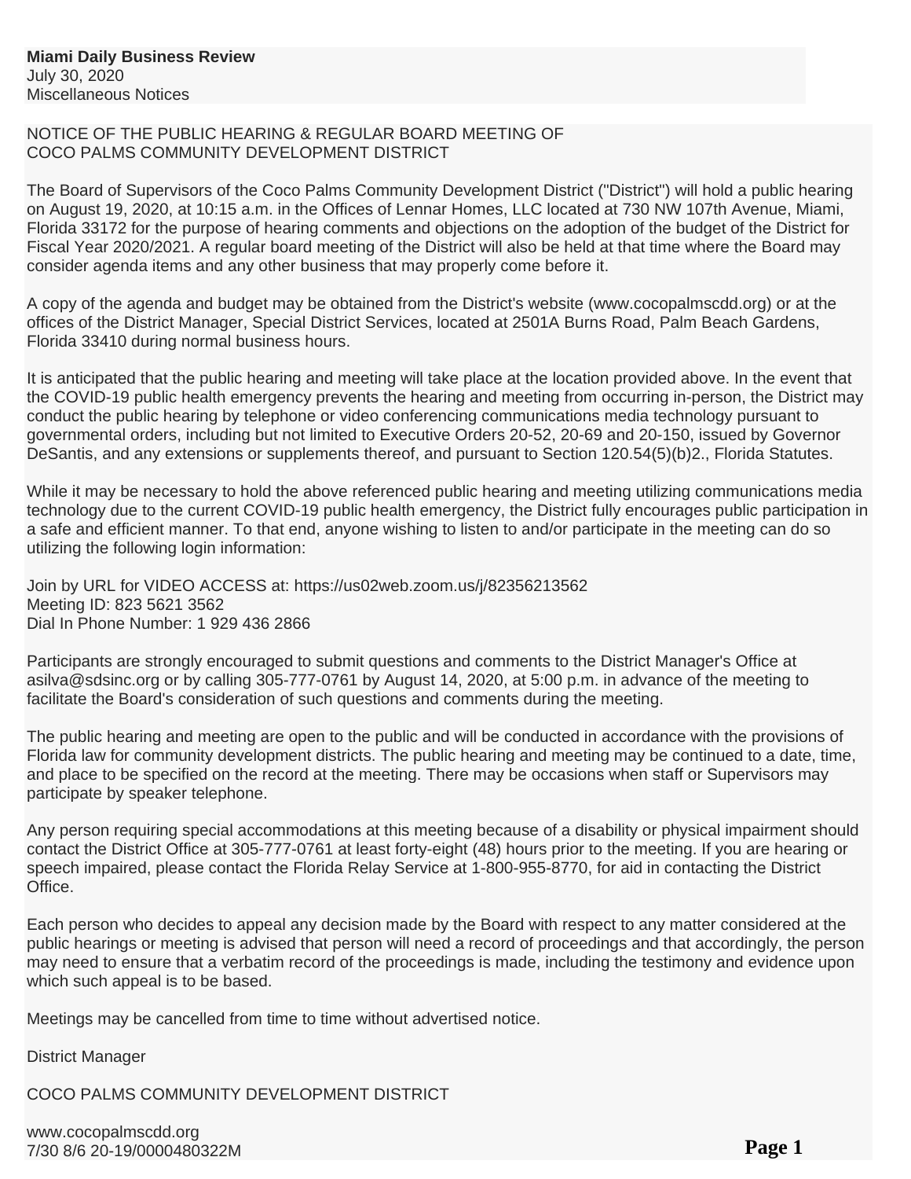**Miami Daily Business Review**
July 30, 2020
Miscellaneous Notices

NOTICE OF THE PUBLIC HEARING & REGULAR BOARD MEETING OF
COCO PALMS COMMUNITY DEVELOPMENT DISTRICT

The Board of Supervisors of the Coco Palms Community Development District ("District") will hold a public hearing on August 19, 2020, at 10:15 a.m. in the Offices of Lennar Homes, LLC located at 730 NW 107th Avenue, Miami, Florida 33172 for the purpose of hearing comments and objections on the adoption of the budget of the District for Fiscal Year 2020/2021. A regular board meeting of the District will also be held at that time where the Board may consider agenda items and any other business that may properly come before it.

A copy of the agenda and budget may be obtained from the District's website (www.cocopalmscdd.org) or at the offices of the District Manager, Special District Services, located at 2501A Burns Road, Palm Beach Gardens, Florida 33410 during normal business hours.

It is anticipated that the public hearing and meeting will take place at the location provided above. In the event that the COVID-19 public health emergency prevents the hearing and meeting from occurring in-person, the District may conduct the public hearing by telephone or video conferencing communications media technology pursuant to governmental orders, including but not limited to Executive Orders 20-52, 20-69 and 20-150, issued by Governor DeSantis, and any extensions or supplements thereof, and pursuant to Section 120.54(5)(b)2., Florida Statutes.

While it may be necessary to hold the above referenced public hearing and meeting utilizing communications media technology due to the current COVID-19 public health emergency, the District fully encourages public participation in a safe and efficient manner. To that end, anyone wishing to listen to and/or participate in the meeting can do so utilizing the following login information:

Join by URL for VIDEO ACCESS at: https://us02web.zoom.us/j/82356213562
Meeting ID: 823 5621 3562
Dial In Phone Number: 1 929 436 2866

Participants are strongly encouraged to submit questions and comments to the District Manager's Office at asilva@sdsinc.org or by calling 305-777-0761 by August 14, 2020, at 5:00 p.m. in advance of the meeting to facilitate the Board's consideration of such questions and comments during the meeting.

The public hearing and meeting are open to the public and will be conducted in accordance with the provisions of Florida law for community development districts. The public hearing and meeting may be continued to a date, time, and place to be specified on the record at the meeting. There may be occasions when staff or Supervisors may participate by speaker telephone.

Any person requiring special accommodations at this meeting because of a disability or physical impairment should contact the District Office at 305-777-0761 at least forty-eight (48) hours prior to the meeting. If you are hearing or speech impaired, please contact the Florida Relay Service at 1-800-955-8770, for aid in contacting the District Office.

Each person who decides to appeal any decision made by the Board with respect to any matter considered at the public hearings or meeting is advised that person will need a record of proceedings and that accordingly, the person may need to ensure that a verbatim record of the proceedings is made, including the testimony and evidence upon which such appeal is to be based.

Meetings may be cancelled from time to time without advertised notice.

District Manager

COCO PALMS COMMUNITY DEVELOPMENT DISTRICT

www.cocopalmscdd.org
7/30 8/6 20-19/0000480322M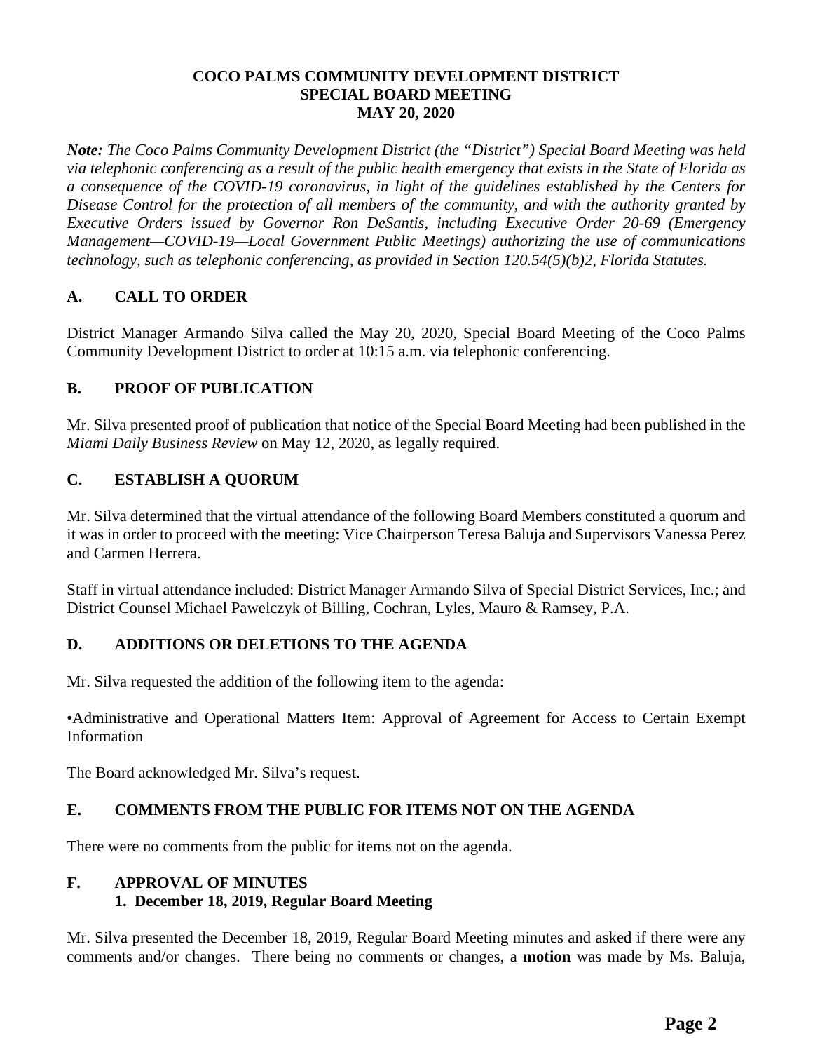**COCO PALMS COMMUNITY DEVELOPMENT DISTRICT**
**SPECIAL BOARD MEETING**
**MAY 20, 2020**

***Note:*** *The Coco Palms Community Development District (the "District") Special Board Meeting was held via telephonic conferencing as a result of the public health emergency that exists in the State of Florida as a consequence of the COVID-19 coronavirus, in light of the guidelines established by the Centers for Disease Control for the protection of all members of the community, and with the authority granted by Executive Orders issued by Governor Ron DeSantis, including Executive Order 20-69 (Emergency Management—COVID-19—Local Government Public Meetings) authorizing the use of communications technology, such as telephonic conferencing, as provided in Section 120.54(5)(b)2, Florida Statutes.*

## A. CALL TO ORDER

District Manager Armando Silva called the May 20, 2020, Special Board Meeting of the Coco Palms Community Development District to order at 10:15 a.m. via telephonic conferencing.

## B. PROOF OF PUBLICATION

Mr. Silva presented proof of publication that notice of the Special Board Meeting had been published in the *Miami Daily Business Review* on May 12, 2020, as legally required.

## C. ESTABLISH A QUORUM

Mr. Silva determined that the virtual attendance of the following Board Members constituted a quorum and it was in order to proceed with the meeting: Vice Chairperson Teresa Baluja and Supervisors Vanessa Perez and Carmen Herrera.

Staff in virtual attendance included: District Manager Armando Silva of Special District Services, Inc.; and District Counsel Michael Pawelczyk of Billing, Cochran, Lyles, Mauro & Ramsey, P.A.

## D. ADDITIONS OR DELETIONS TO THE AGENDA

Mr. Silva requested the addition of the following item to the agenda:

•Administrative and Operational Matters Item: Approval of Agreement for Access to Certain Exempt Information

The Board acknowledged Mr. Silva's request.

## E. COMMENTS FROM THE PUBLIC FOR ITEMS NOT ON THE AGENDA

There were no comments from the public for items not on the agenda.

## F. APPROVAL OF MINUTES

### 1. December 18, 2019, Regular Board Meeting

Mr. Silva presented the December 18, 2019, Regular Board Meeting minutes and asked if there were any comments and/or changes. There being no comments or changes, a **motion** was made by Ms. Baluja,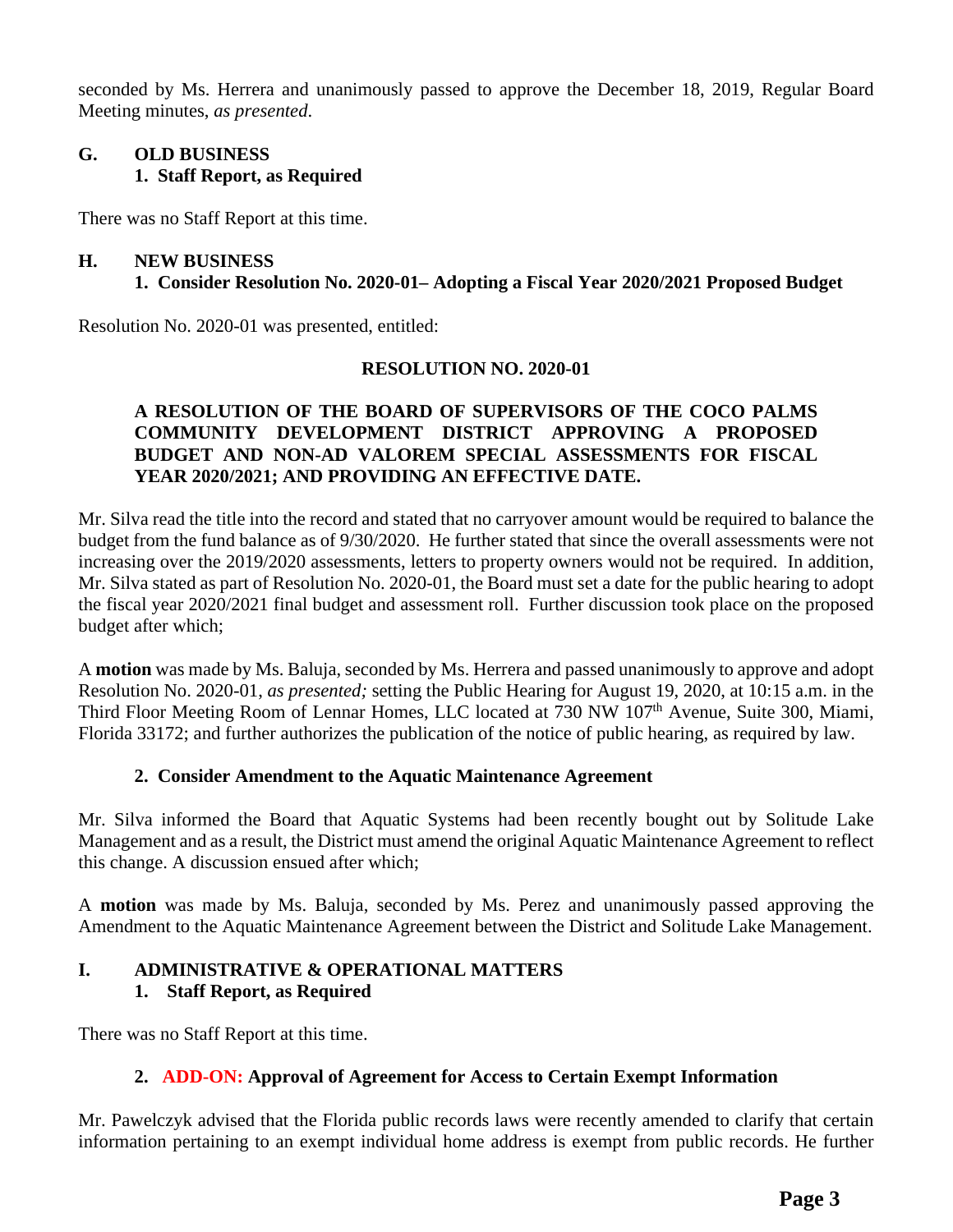seconded by Ms. Herrera and unanimously passed to approve the December 18, 2019, Regular Board Meeting minutes, *as presented*.

**G. OLD BUSINESS**

**1. Staff Report, as Required**

There was no Staff Report at this time.

**H. NEW BUSINESS**

**1. Consider Resolution No. 2020-01– Adopting a Fiscal Year 2020/2021 Proposed Budget**

Resolution No. 2020-01 was presented, entitled:

**RESOLUTION NO. 2020-01**

**A RESOLUTION OF THE BOARD OF SUPERVISORS OF THE COCO PALMS COMMUNITY DEVELOPMENT DISTRICT APPROVING A PROPOSED BUDGET AND NON-AD VALOREM SPECIAL ASSESSMENTS FOR FISCAL YEAR 2020/2021; AND PROVIDING AN EFFECTIVE DATE.**

Mr. Silva read the title into the record and stated that no carryover amount would be required to balance the budget from the fund balance as of 9/30/2020. He further stated that since the overall assessments were not increasing over the 2019/2020 assessments, letters to property owners would not be required. In addition, Mr. Silva stated as part of Resolution No. 2020-01, the Board must set a date for the public hearing to adopt the fiscal year 2020/2021 final budget and assessment roll. Further discussion took place on the proposed budget after which;

A **motion** was made by Ms. Baluja, seconded by Ms. Herrera and passed unanimously to approve and adopt Resolution No. 2020-01, *as presented;* setting the Public Hearing for August 19, 2020, at 10:15 a.m. in the Third Floor Meeting Room of Lennar Homes, LLC located at 730 NW 107th Avenue, Suite 300, Miami, Florida 33172; and further authorizes the publication of the notice of public hearing, as required by law.

**2. Consider Amendment to the Aquatic Maintenance Agreement**

Mr. Silva informed the Board that Aquatic Systems had been recently bought out by Solitude Lake Management and as a result, the District must amend the original Aquatic Maintenance Agreement to reflect this change. A discussion ensued after which;

A **motion** was made by Ms. Baluja, seconded by Ms. Perez and unanimously passed approving the Amendment to the Aquatic Maintenance Agreement between the District and Solitude Lake Management.

**I. ADMINISTRATIVE & OPERATIONAL MATTERS**

**1. Staff Report, as Required**

There was no Staff Report at this time.

**2. ADD-ON: Approval of Agreement for Access to Certain Exempt Information**

Mr. Pawelczyk advised that the Florida public records laws were recently amended to clarify that certain information pertaining to an exempt individual home address is exempt from public records. He further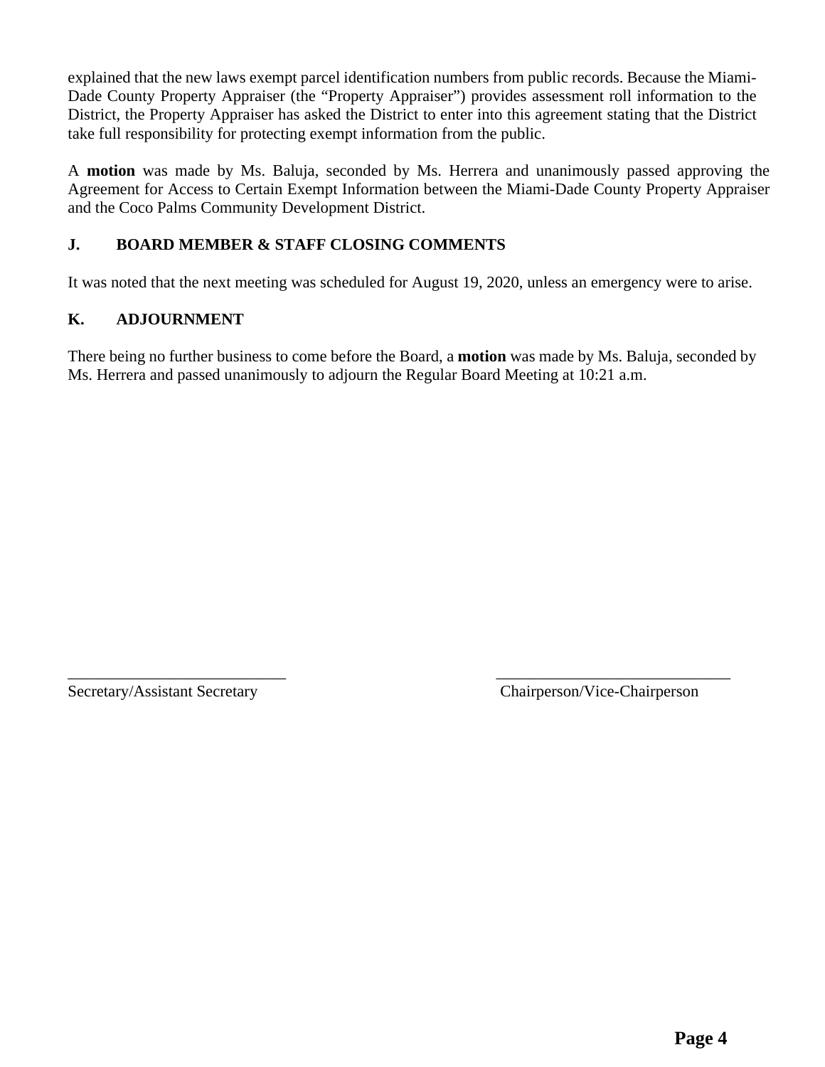explained that the new laws exempt parcel identification numbers from public records. Because the Miami-Dade County Property Appraiser (the "Property Appraiser") provides assessment roll information to the District, the Property Appraiser has asked the District to enter into this agreement stating that the District take full responsibility for protecting exempt information from the public.

A **motion** was made by Ms. Baluja, seconded by Ms. Herrera and unanimously passed approving the Agreement for Access to Certain Exempt Information between the Miami-Dade County Property Appraiser and the Coco Palms Community Development District.

### J. BOARD MEMBER & STAFF CLOSING COMMENTS

It was noted that the next meeting was scheduled for August 19, 2020, unless an emergency were to arise.

### K. ADJOURNMENT

There being no further business to come before the Board, a **motion** was made by Ms. Baluja, seconded by Ms. Herrera and passed unanimously to adjourn the Regular Board Meeting at 10:21 a.m.

___________________________ ___________________________

Secretary/Assistant Secretary Chairperson/Vice-Chairperson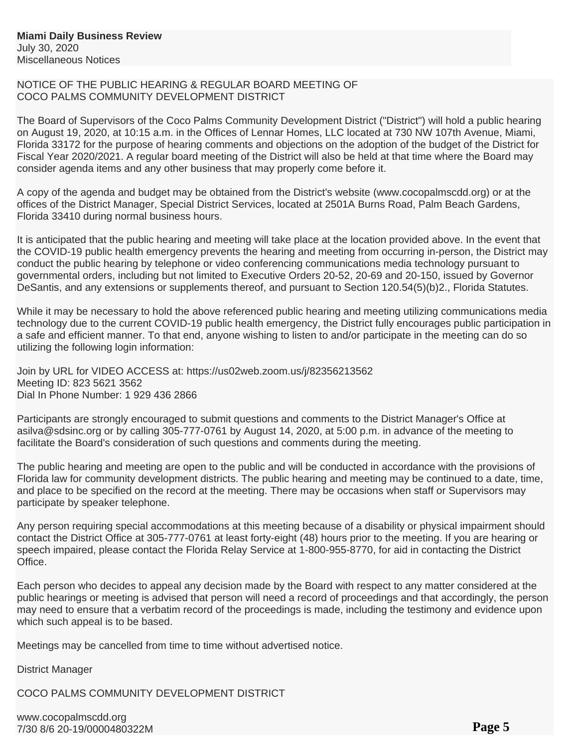**Miami Daily Business Review**
July 30, 2020
Miscellaneous Notices

NOTICE OF THE PUBLIC HEARING & REGULAR BOARD MEETING OF
COCO PALMS COMMUNITY DEVELOPMENT DISTRICT

The Board of Supervisors of the Coco Palms Community Development District ("District") will hold a public hearing on August 19, 2020, at 10:15 a.m. in the Offices of Lennar Homes, LLC located at 730 NW 107th Avenue, Miami, Florida 33172 for the purpose of hearing comments and objections on the adoption of the budget of the District for Fiscal Year 2020/2021. A regular board meeting of the District will also be held at that time where the Board may consider agenda items and any other business that may properly come before it.

A copy of the agenda and budget may be obtained from the District's website (www.cocopalmscdd.org) or at the offices of the District Manager, Special District Services, located at 2501A Burns Road, Palm Beach Gardens, Florida 33410 during normal business hours.

It is anticipated that the public hearing and meeting will take place at the location provided above. In the event that the COVID-19 public health emergency prevents the hearing and meeting from occurring in-person, the District may conduct the public hearing by telephone or video conferencing communications media technology pursuant to governmental orders, including but not limited to Executive Orders 20-52, 20-69 and 20-150, issued by Governor DeSantis, and any extensions or supplements thereof, and pursuant to Section 120.54(5)(b)2., Florida Statutes.

While it may be necessary to hold the above referenced public hearing and meeting utilizing communications media technology due to the current COVID-19 public health emergency, the District fully encourages public participation in a safe and efficient manner. To that end, anyone wishing to listen to and/or participate in the meeting can do so utilizing the following login information:

Join by URL for VIDEO ACCESS at: https://us02web.zoom.us/j/82356213562
Meeting ID: 823 5621 3562
Dial In Phone Number: 1 929 436 2866

Participants are strongly encouraged to submit questions and comments to the District Manager's Office at asilva@sdsinc.org or by calling 305-777-0761 by August 14, 2020, at 5:00 p.m. in advance of the meeting to facilitate the Board's consideration of such questions and comments during the meeting.

The public hearing and meeting are open to the public and will be conducted in accordance with the provisions of Florida law for community development districts. The public hearing and meeting may be continued to a date, time, and place to be specified on the record at the meeting. There may be occasions when staff or Supervisors may participate by speaker telephone.

Any person requiring special accommodations at this meeting because of a disability or physical impairment should contact the District Office at 305-777-0761 at least forty-eight (48) hours prior to the meeting. If you are hearing or speech impaired, please contact the Florida Relay Service at 1-800-955-8770, for aid in contacting the District Office.

Each person who decides to appeal any decision made by the Board with respect to any matter considered at the public hearings or meeting is advised that person will need a record of proceedings and that accordingly, the person may need to ensure that a verbatim record of the proceedings is made, including the testimony and evidence upon which such appeal is to be based.

Meetings may be cancelled from time to time without advertised notice.

District Manager

COCO PALMS COMMUNITY DEVELOPMENT DISTRICT

www.cocopalmscdd.org
7/30 8/6 20-19/0000480322M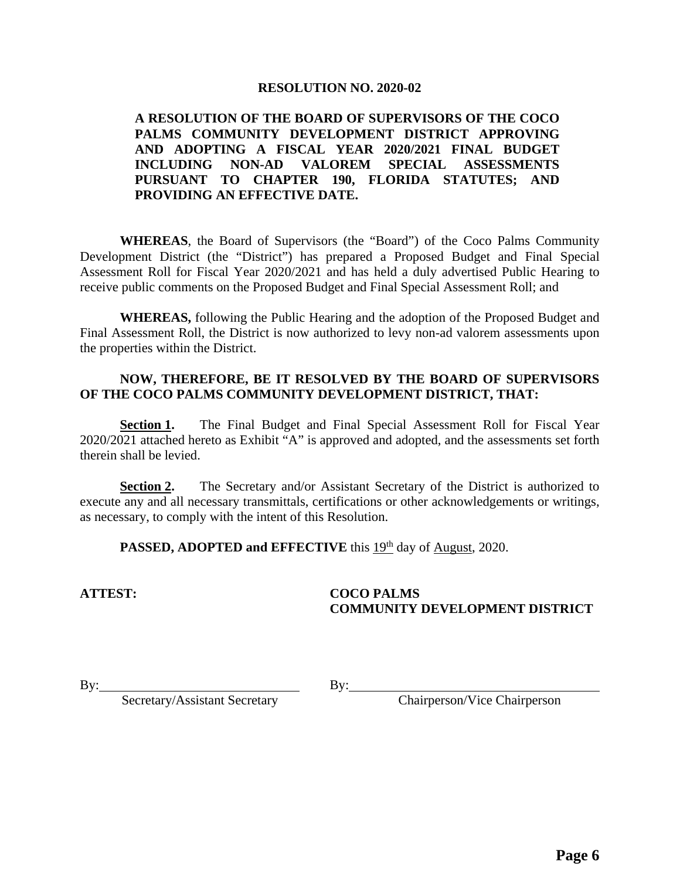**RESOLUTION NO. 2020-02**

**A RESOLUTION OF THE BOARD OF SUPERVISORS OF THE COCO PALMS COMMUNITY DEVELOPMENT DISTRICT APPROVING AND ADOPTING A FISCAL YEAR 2020/2021 FINAL BUDGET INCLUDING NON-AD VALOREM SPECIAL ASSESSMENTS PURSUANT TO CHAPTER 190, FLORIDA STATUTES; AND PROVIDING AN EFFECTIVE DATE.**

**WHEREAS**, the Board of Supervisors (the "Board") of the Coco Palms Community Development District (the "District") has prepared a Proposed Budget and Final Special Assessment Roll for Fiscal Year 2020/2021 and has held a duly advertised Public Hearing to receive public comments on the Proposed Budget and Final Special Assessment Roll; and

**WHEREAS,** following the Public Hearing and the adoption of the Proposed Budget and Final Assessment Roll, the District is now authorized to levy non-ad valorem assessments upon the properties within the District.

**NOW, THEREFORE, BE IT RESOLVED BY THE BOARD OF SUPERVISORS OF THE COCO PALMS COMMUNITY DEVELOPMENT DISTRICT, THAT:**

**Section 1.** The Final Budget and Final Special Assessment Roll for Fiscal Year 2020/2021 attached hereto as Exhibit "A" is approved and adopted, and the assessments set forth therein shall be levied.

**Section 2.** The Secretary and/or Assistant Secretary of the District is authorized to execute any and all necessary transmittals, certifications or other acknowledgements or writings, as necessary, to comply with the intent of this Resolution.

**PASSED, ADOPTED and EFFECTIVE** this 19th day of August, 2020.

**ATTEST:**

**COCO PALMS COMMUNITY DEVELOPMENT DISTRICT**

By:______________________________
Secretary/Assistant Secretary

By:______________________________
Chairperson/Vice Chairperson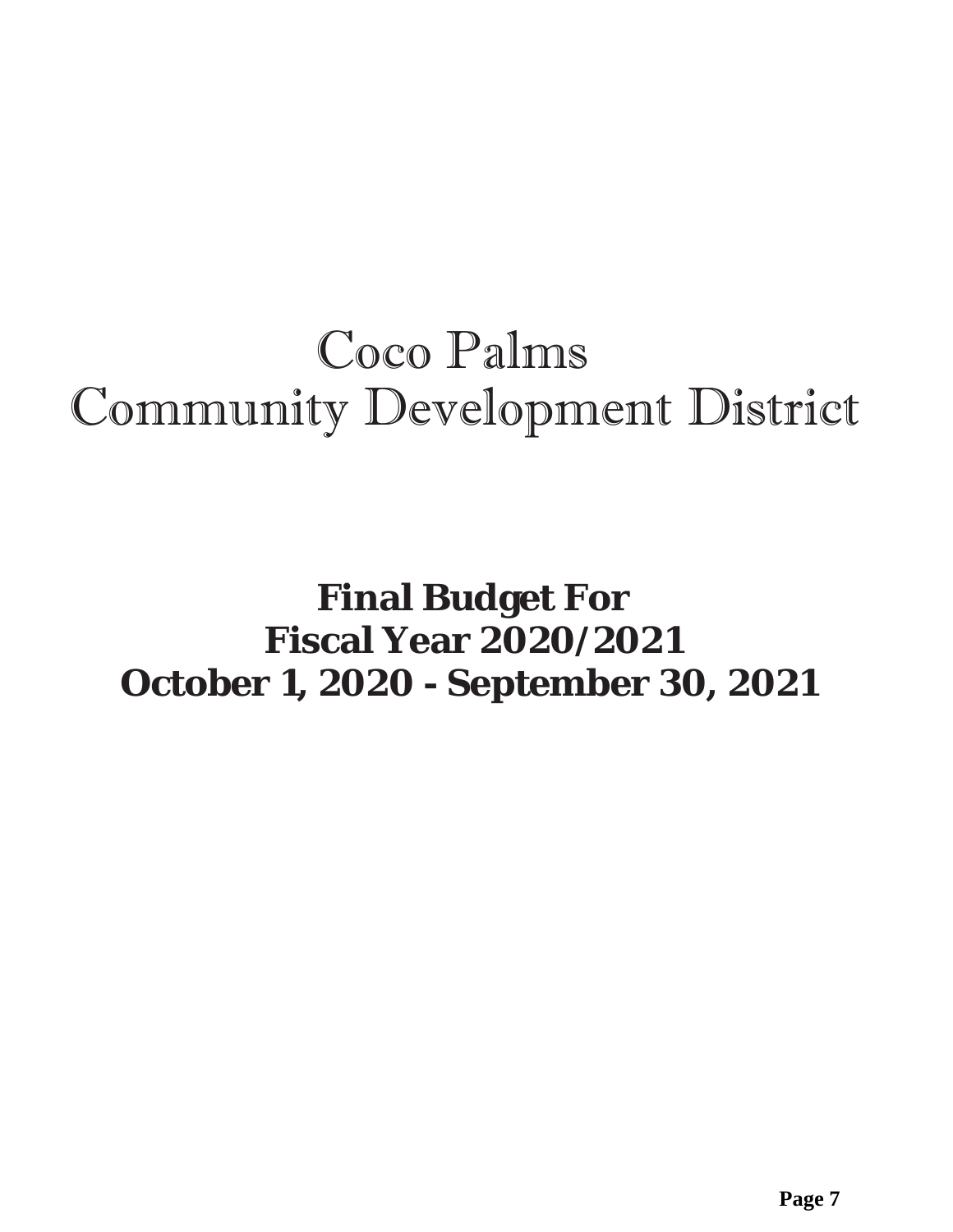# Coco Palms Community Development District

**Final Budget For**
**Fiscal Year 2020/2021**
**October 1, 2020 - September 30, 2021**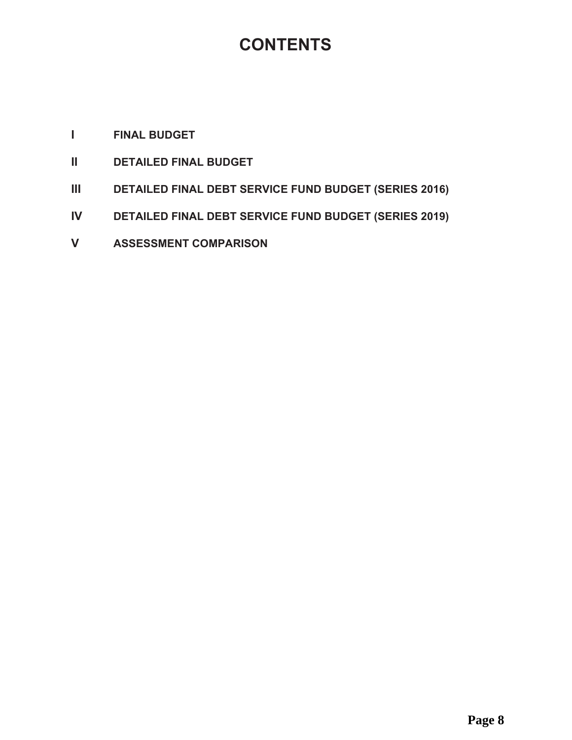# CONTENTS

| | |
|---|---|
| **I** | **FINAL BUDGET** |
| **II** | **DETAILED FINAL BUDGET** |
| **III** | **DETAILED FINAL DEBT SERVICE FUND BUDGET (SERIES 2016)** |
| **IV** | **DETAILED FINAL DEBT SERVICE FUND BUDGET (SERIES 2019)** |
| **V** | **ASSESSMENT COMPARISON** |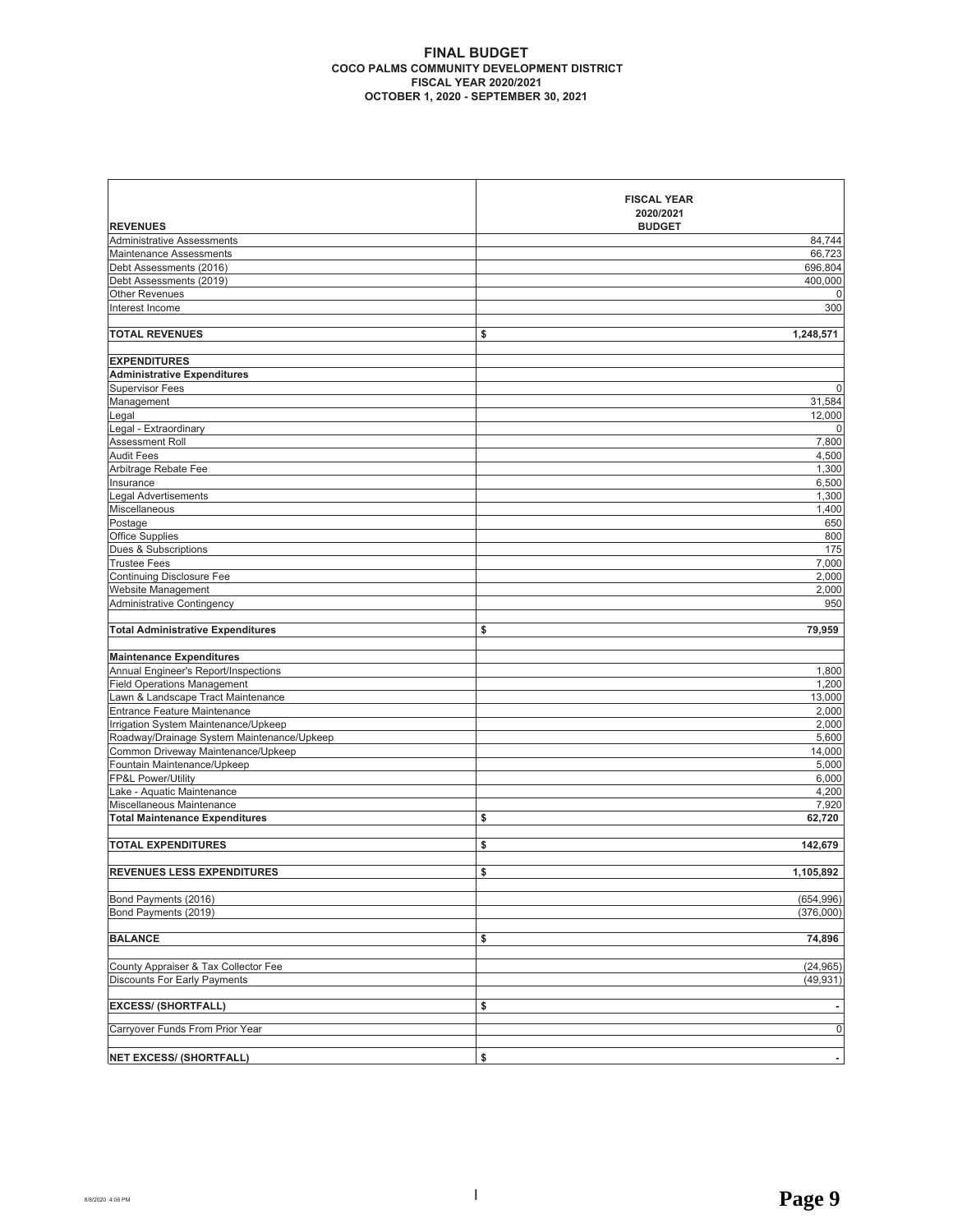# FINAL BUDGET
## COCO PALMS COMMUNITY DEVELOPMENT DISTRICT
### FISCAL YEAR 2020/2021
### OCTOBER 1, 2020 - SEPTEMBER 30, 2021

| REVENUES | FISCAL YEAR 2020/2021 BUDGET |
|---|---|
| Administrative Assessments | 84,744 |
| Maintenance Assessments | 66,723 |
| Debt Assessments (2016) | 696,804 |
| Debt Assessments (2019) | 400,000 |
| Other Revenues | 0 |
| Interest Income | 300 |
| | |
| **TOTAL REVENUES** | **$ 1,248,571** |
| | |
| **EXPENDITURES** | |
| **Administrative Expenditures** | |
| Supervisor Fees | 0 |
| Management | 31,584 |
| Legal | 12,000 |
| Legal - Extraordinary | 0 |
| Assessment Roll | 7,800 |
| Audit Fees | 4,500 |
| Arbitrage Rebate Fee | 1,300 |
| Insurance | 6,500 |
| Legal Advertisements | 1,300 |
| Miscellaneous | 1,400 |
| Postage | 650 |
| Office Supplies | 800 |
| Dues & Subscriptions | 175 |
| Trustee Fees | 7,000 |
| Continuing Disclosure Fee | 2,000 |
| Website Management | 2,000 |
| Administrative Contingency | 950 |
| | |
| **Total Administrative Expenditures** | **$ 79,959** |
| | |
| **Maintenance Expenditures** | |
| Annual Engineer's Report/Inspections | 1,800 |
| Field Operations Management | 1,200 |
| Lawn & Landscape Tract Maintenance | 13,000 |
| Entrance Feature Maintenance | 2,000 |
| Irrigation System Maintenance/Upkeep | 2,000 |
| Roadway/Drainage System Maintenance/Upkeep | 5,600 |
| Common Driveway Maintenance/Upkeep | 14,000 |
| Fountain Maintenance/Upkeep | 5,000 |
| FP&L Power/Utility | 6,000 |
| Lake - Aquatic Maintenance | 4,200 |
| Miscellaneous Maintenance | 7,920 |
| **Total Maintenance Expenditures** | **$ 62,720** |
| | |
| **TOTAL EXPENDITURES** | **$ 142,679** |
| | |
| **REVENUES LESS EXPENDITURES** | **$ 1,105,892** |
| | |
| Bond Payments (2016) | (654,996) |
| Bond Payments (2019) | (376,000) |
| | |
| **BALANCE** | **$ 74,896** |
| | |
| County Appraiser & Tax Collector Fee | (24,965) |
| Discounts For Early Payments | (49,931) |
| | |
| **EXCESS/ (SHORTFALL)** | **$ -** |
| | |
| Carryover Funds From Prior Year | 0 |
| | |
| **NET EXCESS/ (SHORTFALL)** | **$ -** |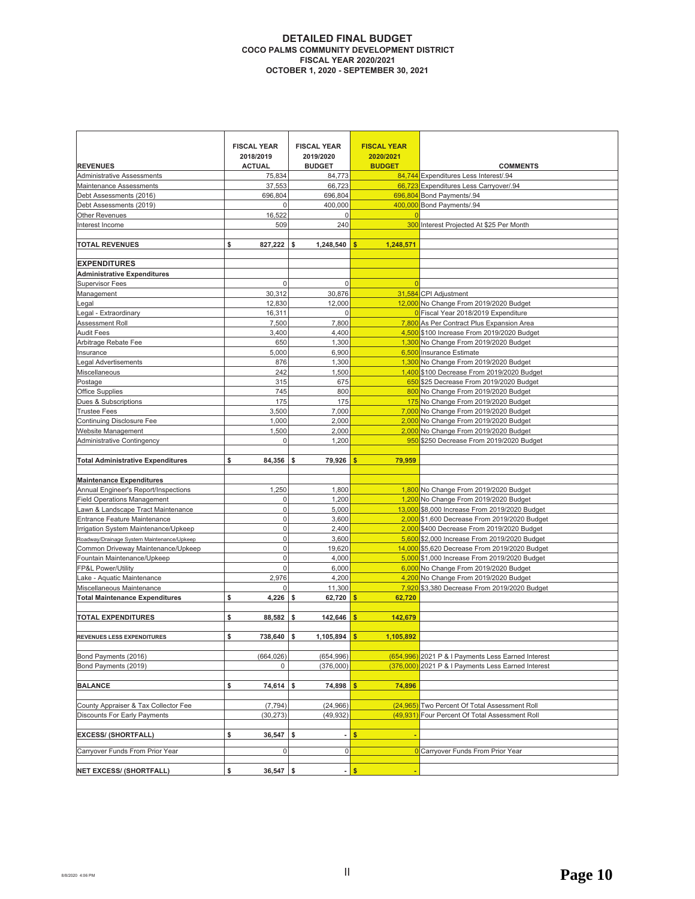# DETAILED FINAL BUDGET
## COCO PALMS COMMUNITY DEVELOPMENT DISTRICT
## FISCAL YEAR 2020/2021
## OCTOBER 1, 2020 - SEPTEMBER 30, 2021

| REVENUES | FISCAL YEAR 2018/2019 ACTUAL | FISCAL YEAR 2019/2020 BUDGET | FISCAL YEAR 2020/2021 BUDGET | COMMENTS |
|---|---|---|---|---|
| Administrative Assessments | 75,834 | 84,773 | 84,744 | Expenditures Less Interest/.94 |
| Maintenance Assessments | 37,553 | 66,723 | 66,723 | Expenditures Less Carryover/.94 |
| Debt Assessments (2016) | 696,804 | 696,804 | 696,804 | Bond Payments/.94 |
| Debt Assessments (2019) | 0 | 400,000 | 400,000 | Bond Payments/.94 |
| Other Revenues | 16,522 | 0 | 0 | |
| Interest Income | 509 | 240 | 300 | Interest Projected At $25 Per Month |
| | | | | |
| **TOTAL REVENUES** | $ 827,222 | $ 1,248,540 | $ 1,248,571 | |
| | | | | |
| **EXPENDITURES** | | | | |
| **Administrative Expenditures** | | | | |
| Supervisor Fees | 0 | 0 | 0 | |
| Management | 30,312 | 30,876 | 31,584 | CPI Adjustment |
| Legal | 12,830 | 12,000 | 12,000 | No Change From 2019/2020 Budget |
| Legal - Extraordinary | 16,311 | 0 | 0 | Fiscal Year 2018/2019 Expenditure |
| Assessment Roll | 7,500 | 7,800 | 7,800 | As Per Contract Plus Expansion Area |
| Audit Fees | 3,400 | 4,400 | 4,500 | $100 Increase From 2019/2020 Budget |
| Arbitrage Rebate Fee | 650 | 1,300 | 1,300 | No Change From 2019/2020 Budget |
| Insurance | 5,000 | 6,900 | 6,500 | Insurance Estimate |
| Legal Advertisements | 876 | 1,300 | 1,300 | No Change From 2019/2020 Budget |
| Miscellaneous | 242 | 1,500 | 1,400 | $100 Decrease From 2019/2020 Budget |
| Postage | 315 | 675 | 650 | $25 Decrease From 2019/2020 Budget |
| Office Supplies | 745 | 800 | 800 | No Change From 2019/2020 Budget |
| Dues & Subscriptions | 175 | 175 | 175 | No Change From 2019/2020 Budget |
| Trustee Fees | 3,500 | 7,000 | 7,000 | No Change From 2019/2020 Budget |
| Continuing Disclosure Fee | 1,000 | 2,000 | 2,000 | No Change From 2019/2020 Budget |
| Website Management | 1,500 | 2,000 | 2,000 | No Change From 2019/2020 Budget |
| Administrative Contingency | 0 | 1,200 | 950 | $250 Decrease From 2019/2020 Budget |
| | | | | |
| **Total Administrative Expenditures** | $ 84,356 | $ 79,926 | $ 79,959 | |
| | | | | |
| **Maintenance Expenditures** | | | | |
| Annual Engineer's Report/Inspections | 1,250 | 1,800 | 1,800 | No Change From 2019/2020 Budget |
| Field Operations Management | 0 | 1,200 | 1,200 | No Change From 2019/2020 Budget |
| Lawn & Landscape Tract Maintenance | 0 | 5,000 | 13,000 | $8,000 Increase From 2019/2020 Budget |
| Entrance Feature Maintenance | 0 | 3,600 | 2,000 | $1,600 Decrease From 2019/2020 Budget |
| Irrigation System Maintenance/Upkeep | 0 | 2,400 | 2,000 | $400 Decrease From 2019/2020 Budget |
| Roadway/Drainage System Maintenance/Upkeep | 0 | 3,600 | 5,600 | $2,000 Increase From 2019/2020 Budget |
| Common Driveway Maintenance/Upkeep | 0 | 19,620 | 14,000 | $5,620 Decrease From 2019/2020 Budget |
| Fountain Maintenance/Upkeep | 0 | 4,000 | 5,000 | $1,000 Increase From 2019/2020 Budget |
| FP&L Power/Utility | 0 | 6,000 | 6,000 | No Change From 2019/2020 Budget |
| Lake - Aquatic Maintenance | 2,976 | 4,200 | 4,200 | No Change From 2019/2020 Budget |
| Miscellaneous Maintenance | 0 | 11,300 | 7,920 | $3,380 Decrease From 2019/2020 Budget |
| **Total Maintenance Expenditures** | $ 4,226 | $ 62,720 | $ 62,720 | |
| | | | | |
| **TOTAL EXPENDITURES** | $ 88,582 | $ 142,646 | $ 142,679 | |
| | | | | |
| **REVENUES LESS EXPENDITURES** | $ 738,640 | $ 1,105,894 | $ 1,105,892 | |
| | | | | |
| Bond Payments (2016) | (664,026) | (654,996) | (654,996) | 2021 P & I Payments Less Earned Interest |
| Bond Payments (2019) | 0 | (376,000) | (376,000) | 2021 P & I Payments Less Earned Interest |
| | | | | |
| **BALANCE** | $ 74,614 | $ 74,898 | $ 74,896 | |
| | | | | |
| County Appraiser & Tax Collector Fee | (7,794) | (24,966) | (24,965) | Two Percent Of Total Assessment Roll |
| Discounts For Early Payments | (30,273) | (49,932) | (49,931) | Four Percent Of Total Assessment Roll |
| | | | | |
| **EXCESS/ (SHORTFALL)** | $ 36,547 | $ - | $ - | |
| | | | | |
| Carryover Funds From Prior Year | 0 | 0 | 0 | Carryover Funds From Prior Year |
| | | | | |
| **NET EXCESS/ (SHORTFALL)** | $ 36,547 | $ - | $ - | |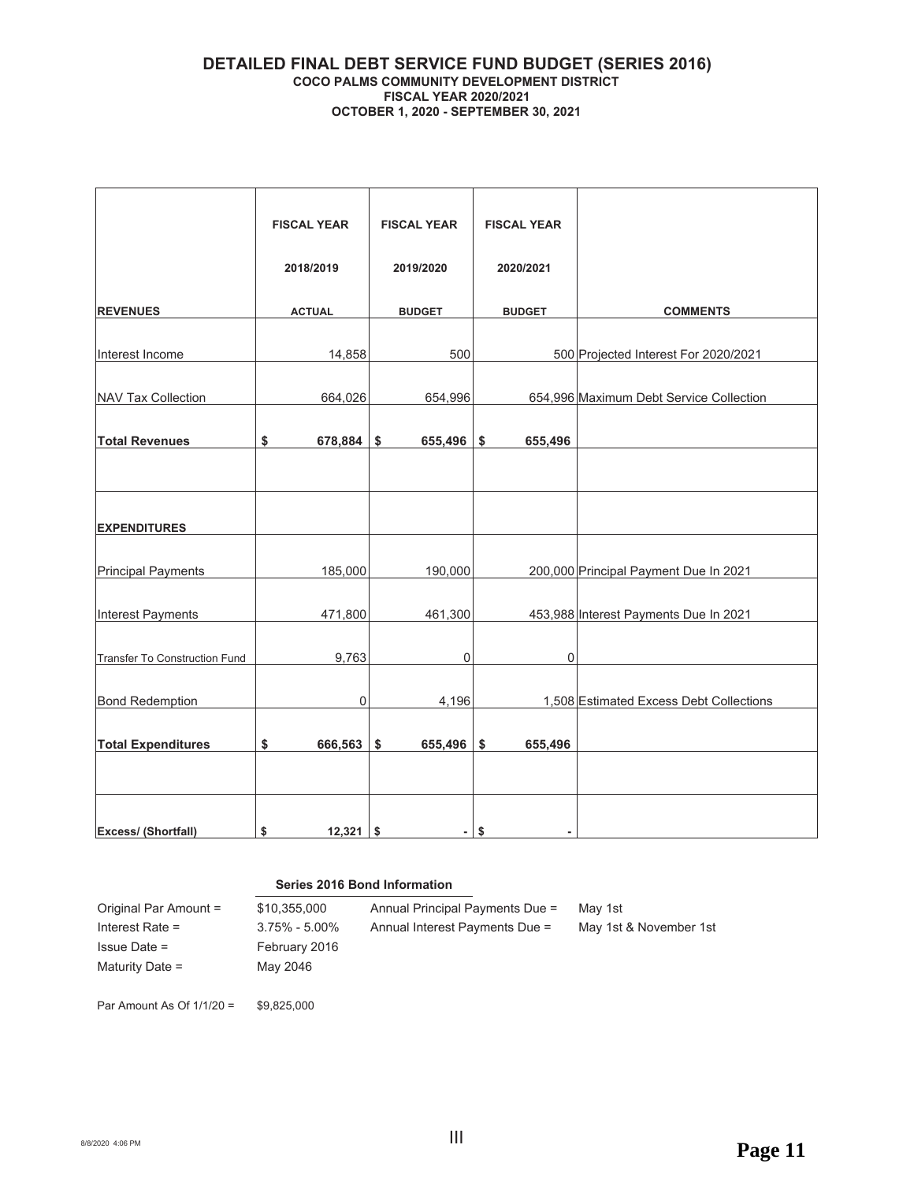# DETAILED FINAL DEBT SERVICE FUND BUDGET (SERIES 2016)

**COCO PALMS COMMUNITY DEVELOPMENT DISTRICT**
**FISCAL YEAR 2020/2021**
**OCTOBER 1, 2020 - SEPTEMBER 30, 2021**

| REVENUES | FISCAL YEAR 2018/2019 ACTUAL | FISCAL YEAR 2019/2020 BUDGET | FISCAL YEAR 2020/2021 BUDGET | COMMENTS |
|---|---|---|---|---|
| Interest Income | 14,858 | 500 | 500 | Projected Interest For 2020/2021 |
| NAV Tax Collection | 664,026 | 654,996 | 654,996 | Maximum Debt Service Collection |
| **Total Revenues** | **$ 678,884** | **$ 655,496** | **$ 655,496** | |
| | | | | |
| **EXPENDITURES** | | | | |
| Principal Payments | 185,000 | 190,000 | 200,000 | Principal Payment Due In 2021 |
| Interest Payments | 471,800 | 461,300 | 453,988 | Interest Payments Due In 2021 |
| Transfer To Construction Fund | 9,763 | 0 | 0 | |
| Bond Redemption | 0 | 4,196 | 1,508 | Estimated Excess Debt Collections |
| **Total Expenditures** | **$ 666,563** | **$ 655,496** | **$ 655,496** | |
| | | | | |
| **Excess/ (Shortfall)** | **$ 12,321** | **$ -** | **$ -** | |

**Series 2016 Bond Information**

| | | | |
|---|---|---|---|
| Original Par Amount = | $10,355,000 | Annual Principal Payments Due = | May 1st |
| Interest Rate = | 3.75% - 5.00% | Annual Interest Payments Due = | May 1st & November 1st |
| Issue Date = | February 2016 | | |
| Maturity Date = | May 2046 | | |
| | | | |
| Par Amount As Of 1/1/20 = | $9,825,000 | | |

III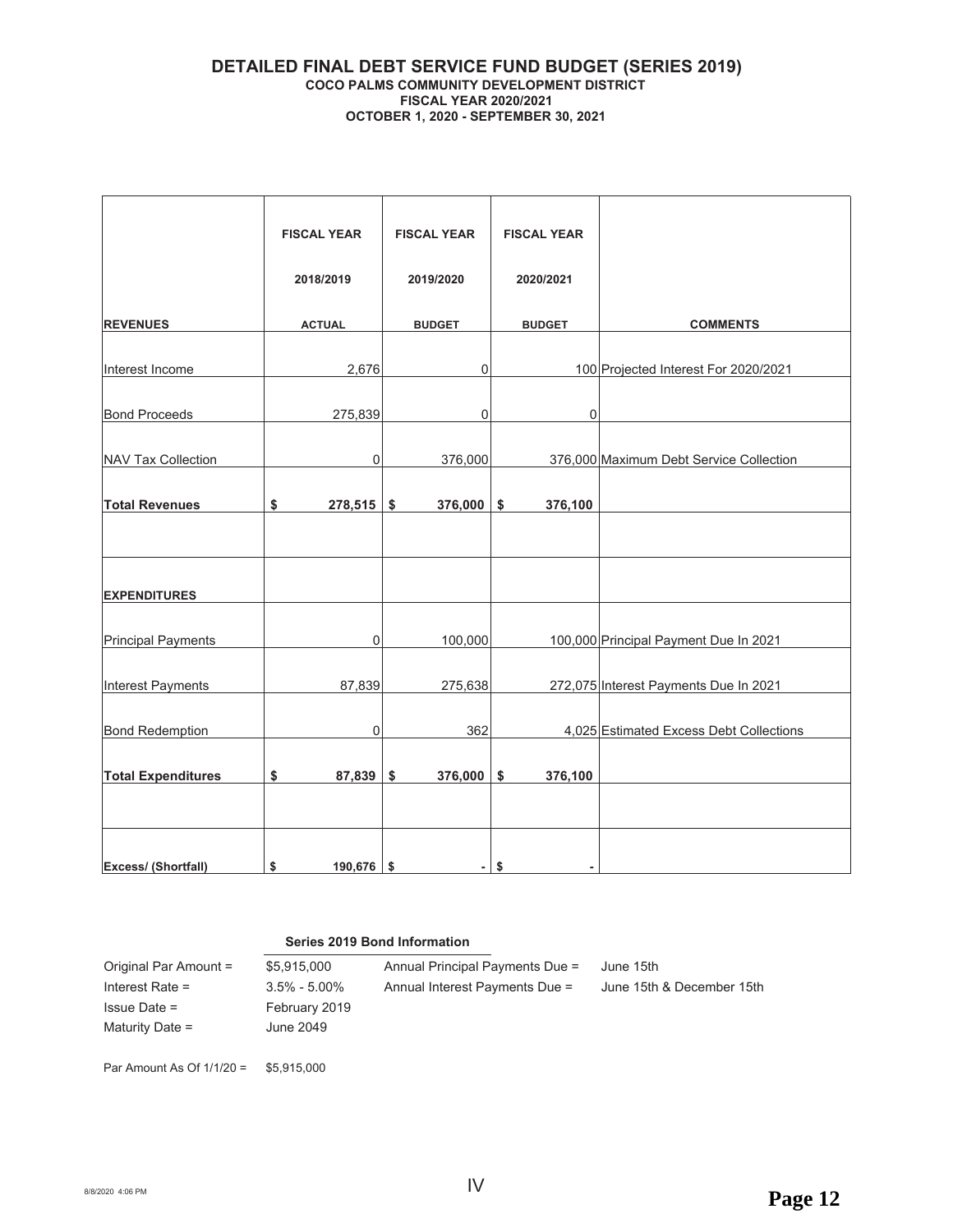# DETAILED FINAL DEBT SERVICE FUND BUDGET (SERIES 2019)

## COCO PALMS COMMUNITY DEVELOPMENT DISTRICT

### FISCAL YEAR 2020/2021

### OCTOBER 1, 2020 - SEPTEMBER 30, 2021

| REVENUES | FISCAL YEAR 2018/2019 ACTUAL | FISCAL YEAR 2019/2020 BUDGET | FISCAL YEAR 2020/2021 BUDGET | COMMENTS |
|---|---|---|---|---|
| Interest Income | 2,676 | 0 | 100 | Projected Interest For 2020/2021 |
| Bond Proceeds | 275,839 | 0 | 0 | |
| NAV Tax Collection | 0 | 376,000 | 376,000 | Maximum Debt Service Collection |
| **Total Revenues** | **$ 278,515** | **$ 376,000** | **$ 376,100** | |
| | | | | |
| **EXPENDITURES** | | | | |
| Principal Payments | 0 | 100,000 | 100,000 | Principal Payment Due In 2021 |
| Interest Payments | 87,839 | 275,638 | 272,075 | Interest Payments Due In 2021 |
| Bond Redemption | 0 | 362 | 4,025 | Estimated Excess Debt Collections |
| **Total Expenditures** | **$ 87,839** | **$ 376,000** | **$ 376,100** | |
| | | | | |
| **Excess/ (Shortfall)** | **$ 190,676** | **$ -** | **$ -** | |

**Series 2019 Bond Information**

| | | | |
|---|---|---|---|
| Original Par Amount = | $5,915,000 | Annual Principal Payments Due = | June 15th |
| Interest Rate = | 3.5% - 5.00% | Annual Interest Payments Due = | June 15th & December 15th |
| Issue Date = | February 2019 | | |
| Maturity Date = | June 2049 | | |
| | | | |
| Par Amount As Of 1/1/20 = | $5,915,000 | | |

8/8/2020 4:06 PM

IV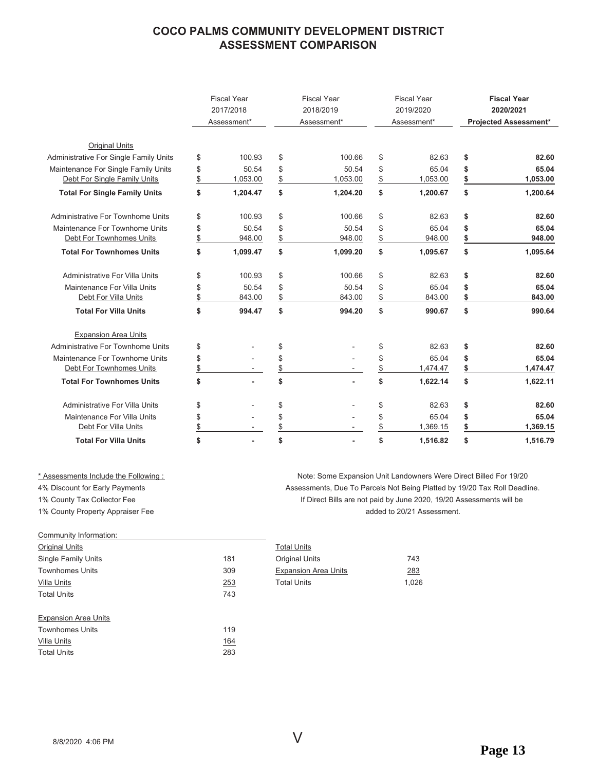# COCO PALMS COMMUNITY DEVELOPMENT DISTRICT
## ASSESSMENT COMPARISON

| | Fiscal Year 2017/2018 Assessment* | Fiscal Year 2018/2019 Assessment* | Fiscal Year 2019/2020 Assessment* | **Fiscal Year 2020/2021 Projected Assessment*** |
|---|---|---|---|---|
| Original Units | | | | |
| Administrative For Single Family Units | $ 100.93 | $ 100.66 | $ 82.63 | **$ 82.60** |
| Maintenance For Single Family Units | $ 50.54 | $ 50.54 | $ 65.04 | **$ 65.04** |
| Debt For Single Family Units | $ 1,053.00 | $ 1,053.00 | $ 1,053.00 | **$ 1,053.00** |
| **Total For Single Family Units** | **$ 1,204.47** | **$ 1,204.20** | **$ 1,200.67** | **$ 1,200.64** |
| Administrative For Townhome Units | $ 100.93 | $ 100.66 | $ 82.63 | **$ 82.60** |
| Maintenance For Townhome Units | $ 50.54 | $ 50.54 | $ 65.04 | **$ 65.04** |
| Debt For Townhomes Units | $ 948.00 | $ 948.00 | $ 948.00 | **$ 948.00** |
| **Total For Townhomes Units** | **$ 1,099.47** | **$ 1,099.20** | **$ 1,095.67** | **$ 1,095.64** |
| Administrative For Villa Units | $ 100.93 | $ 100.66 | $ 82.63 | **$ 82.60** |
| Maintenance For Villa Units | $ 50.54 | $ 50.54 | $ 65.04 | **$ 65.04** |
| Debt For Villa Units | $ 843.00 | $ 843.00 | $ 843.00 | **$ 843.00** |
| **Total For Villa Units** | **$ 994.47** | **$ 994.20** | **$ 990.67** | **$ 990.64** |
| Expansion Area Units | | | | |
| Administrative For Townhome Units | $ - | $ - | $ 82.63 | **$ 82.60** |
| Maintenance For Townhome Units | $ - | $ - | $ 65.04 | **$ 65.04** |
| Debt For Townhomes Units | $ - | $ - | $ 1,474.47 | **$ 1,474.47** |
| **Total For Townhomes Units** | **$ -** | **$ -** | **$ 1,622.14** | **$ 1,622.11** |
| Administrative For Villa Units | $ - | $ - | $ 82.63 | **$ 82.60** |
| Maintenance For Villa Units | $ - | $ - | $ 65.04 | **$ 65.04** |
| Debt For Villa Units | $ - | $ - | $ 1,369.15 | **$ 1,369.15** |
| **Total For Villa Units** | **$ -** | **$ -** | **$ 1,516.82** | **$ 1,516.79** |

\* Assessments Include the Following :
4% Discount for Early Payments
1% County Tax Collector Fee
1% County Property Appraiser Fee

Note: Some Expansion Unit Landowners Were Direct Billed For 19/20 Assessments, Due To Parcels Not Being Platted by 19/20 Tax Roll Deadline. If Direct Bills are not paid by June 2020, 19/20 Assessments will be added to 20/21 Assessment.

Community Information:

| Original Units | |
|---|---|
| Single Family Units | 181 |
| Townhomes Units | 309 |
| Villa Units | 253 |
| Total Units | 743 |

| Expansion Area Units | |
|---|---|
| Townhomes Units | 119 |
| Villa Units | 164 |
| Total Units | 283 |

| Total Units | |
|---|---|
| Original Units | 743 |
| Expansion Area Units | 283 |
| Total Units | 1,026 |

8/8/2020 4:06 PM

V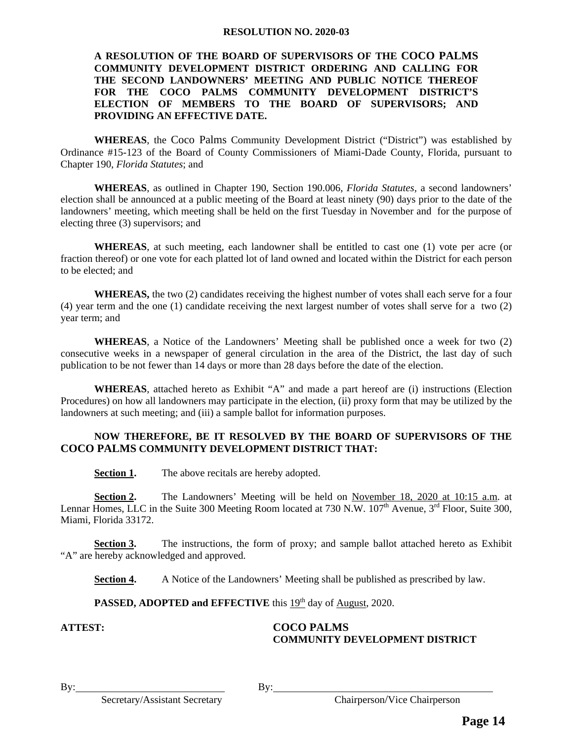# RESOLUTION NO. 2020-03

**A RESOLUTION OF THE BOARD OF SUPERVISORS OF THE COCO PALMS COMMUNITY DEVELOPMENT DISTRICT ORDERING AND CALLING FOR THE SECOND LANDOWNERS' MEETING AND PUBLIC NOTICE THEREOF FOR THE COCO PALMS COMMUNITY DEVELOPMENT DISTRICT'S ELECTION OF MEMBERS TO THE BOARD OF SUPERVISORS; AND PROVIDING AN EFFECTIVE DATE.**

**WHEREAS**, the Coco Palms Community Development District ("District") was established by Ordinance #15-123 of the Board of County Commissioners of Miami-Dade County, Florida, pursuant to Chapter 190, *Florida Statutes*; and

**WHEREAS**, as outlined in Chapter 190, Section 190.006, *Florida Statutes*, a second landowners' election shall be announced at a public meeting of the Board at least ninety (90) days prior to the date of the landowners' meeting, which meeting shall be held on the first Tuesday in November and for the purpose of electing three (3) supervisors; and

**WHEREAS**, at such meeting, each landowner shall be entitled to cast one (1) vote per acre (or fraction thereof) or one vote for each platted lot of land owned and located within the District for each person to be elected; and

**WHEREAS,** the two (2) candidates receiving the highest number of votes shall each serve for a four (4) year term and the one (1) candidate receiving the next largest number of votes shall serve for a two (2) year term; and

**WHEREAS**, a Notice of the Landowners' Meeting shall be published once a week for two (2) consecutive weeks in a newspaper of general circulation in the area of the District, the last day of such publication to be not fewer than 14 days or more than 28 days before the date of the election.

**WHEREAS**, attached hereto as Exhibit "A" and made a part hereof are (i) instructions (Election Procedures) on how all landowners may participate in the election, (ii) proxy form that may be utilized by the landowners at such meeting; and (iii) a sample ballot for information purposes.

**NOW THEREFORE, BE IT RESOLVED BY THE BOARD OF SUPERVISORS OF THE COCO PALMS COMMUNITY DEVELOPMENT DISTRICT THAT:**

**Section 1.** The above recitals are hereby adopted.

**Section 2.** The Landowners' Meeting will be held on November 18, 2020 at 10:15 a.m. at Lennar Homes, LLC in the Suite 300 Meeting Room located at 730 N.W. 107th Avenue, 3rd Floor, Suite 300, Miami, Florida 33172.

**Section 3.** The instructions, the form of proxy; and sample ballot attached hereto as Exhibit "A" are hereby acknowledged and approved.

**Section 4.** A Notice of the Landowners' Meeting shall be published as prescribed by law.

**PASSED, ADOPTED and EFFECTIVE** this 19th day of August, 2020.

**ATTEST:**

**COCO PALMS COMMUNITY DEVELOPMENT DISTRICT**

By:______________________________
Secretary/Assistant Secretary

By:______________________________
Chairperson/Vice Chairperson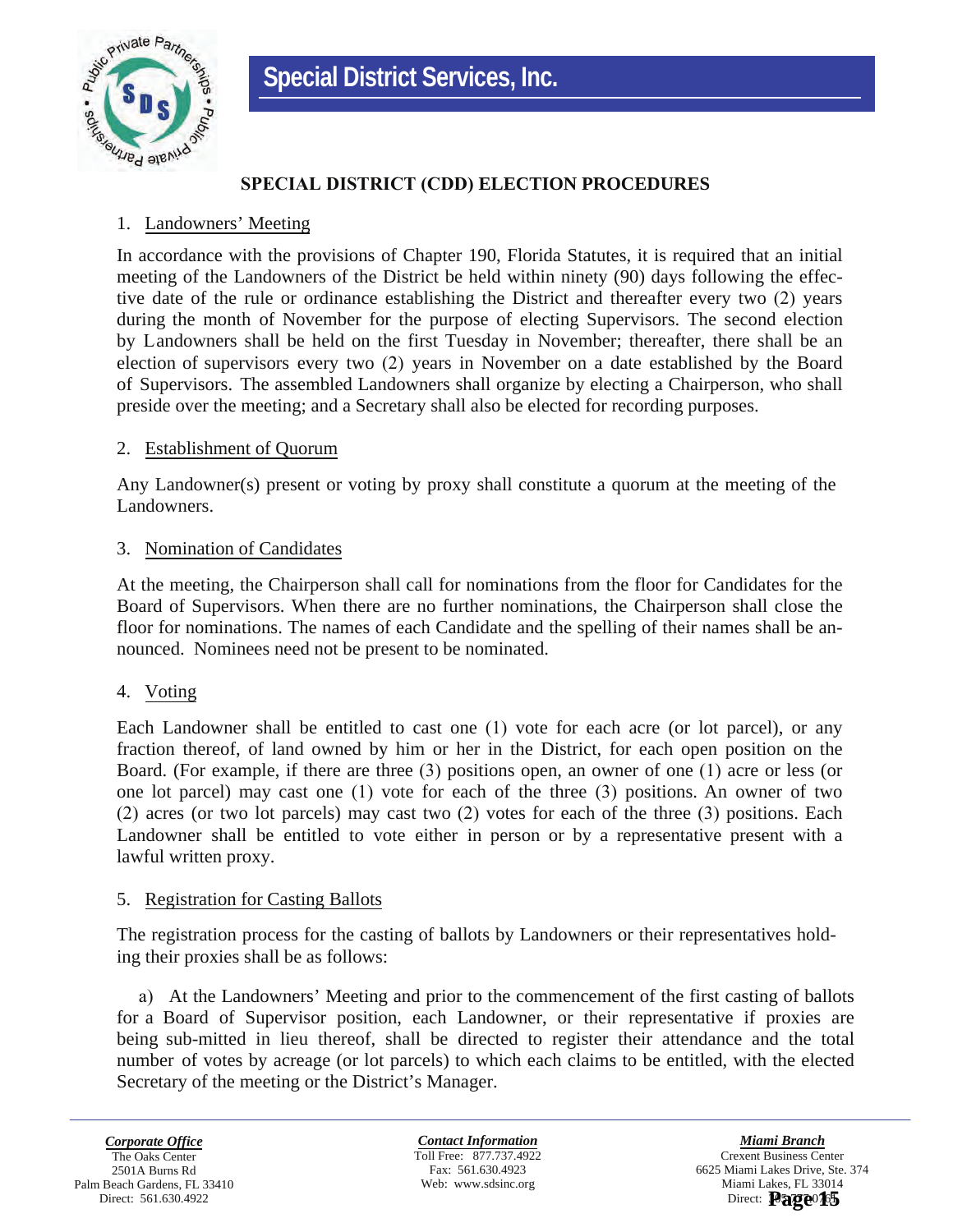# Special District Services, Inc.

## SPECIAL DISTRICT (CDD) ELECTION PROCEDURES

1. Landowners' Meeting

In accordance with the provisions of Chapter 190, Florida Statutes, it is required that an initial meeting of the Landowners of the District be held within ninety (90) days following the effective date of the rule or ordinance establishing the District and thereafter every two (2) years during the month of November for the purpose of electing Supervisors. The second election by Landowners shall be held on the first Tuesday in November; thereafter, there shall be an election of supervisors every two (2) years in November on a date established by the Board of Supervisors. The assembled Landowners shall organize by electing a Chairperson, who shall preside over the meeting; and a Secretary shall also be elected for recording purposes.

2. Establishment of Quorum

Any Landowner(s) present or voting by proxy shall constitute a quorum at the meeting of the Landowners.

3. Nomination of Candidates

At the meeting, the Chairperson shall call for nominations from the floor for Candidates for the Board of Supervisors. When there are no further nominations, the Chairperson shall close the floor for nominations. The names of each Candidate and the spelling of their names shall be announced. Nominees need not be present to be nominated.

4. Voting

Each Landowner shall be entitled to cast one (1) vote for each acre (or lot parcel), or any fraction thereof, of land owned by him or her in the District, for each open position on the Board. (For example, if there are three (3) positions open, an owner of one (1) acre or less (or one lot parcel) may cast one (1) vote for each of the three (3) positions. An owner of two (2) acres (or two lot parcels) may cast two (2) votes for each of the three (3) positions. Each Landowner shall be entitled to vote either in person or by a representative present with a lawful written proxy.

5. Registration for Casting Ballots

The registration process for the casting of ballots by Landowners or their representatives holding their proxies shall be as follows:

a) At the Landowners' Meeting and prior to the commencement of the first casting of ballots for a Board of Supervisor position, each Landowner, or their representative if proxies are being sub-mitted in lieu thereof, shall be directed to register their attendance and the total number of votes by acreage (or lot parcels) to which each claims to be entitled, with the elected Secretary of the meeting or the District's Manager.

**Corporate Office**
The Oaks Center
2501A Burns Rd
Palm Beach Gardens, FL 33410
Direct: 561.630.4922

**Contact Information**
Toll Free: 877.737.4922
Fax: 561.630.4923
Web: www.sdsinc.org

**Miami Branch**
Crexent Business Center
6625 Miami Lakes Drive, Ste. 374
Miami Lakes, FL 33014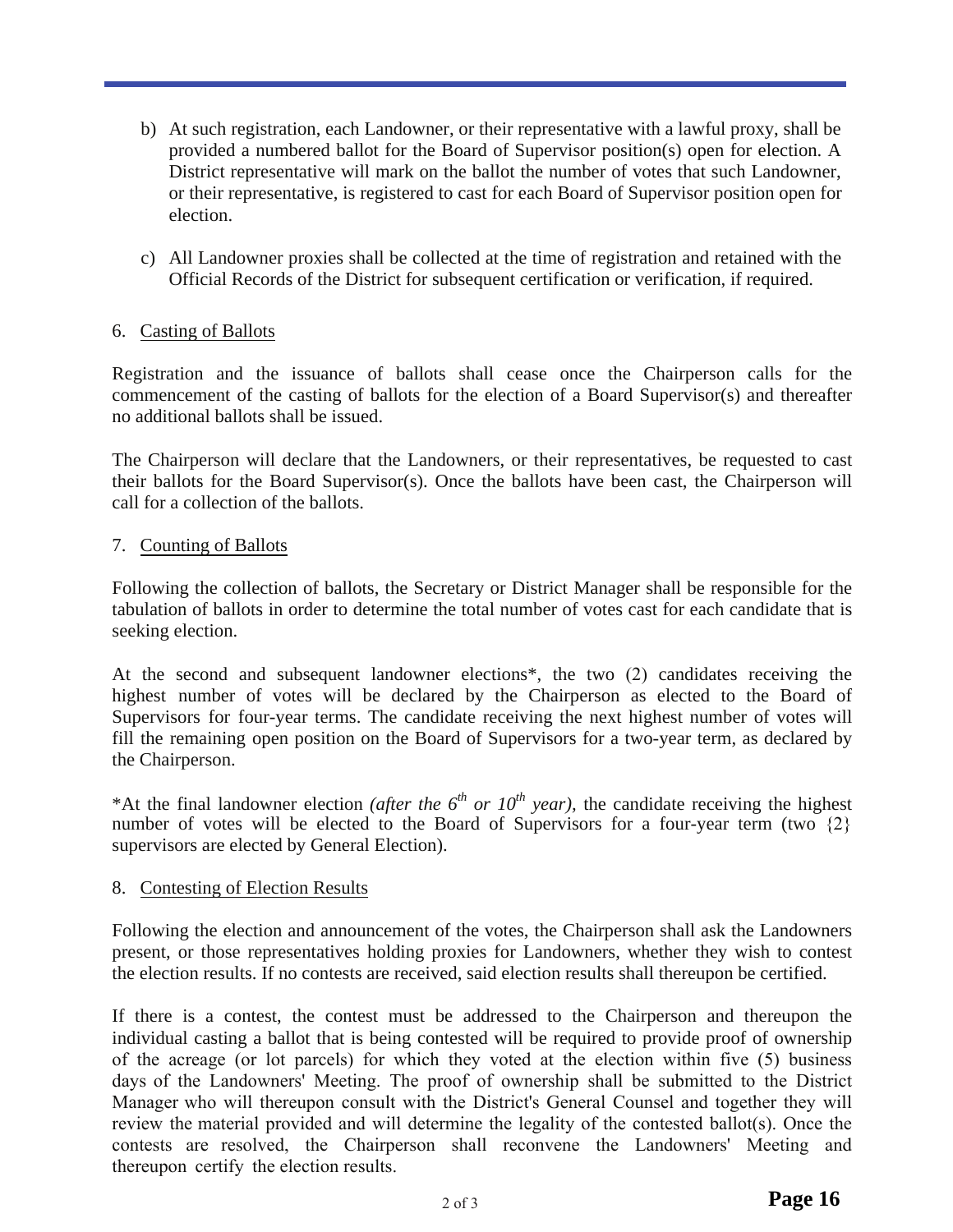b) At such registration, each Landowner, or their representative with a lawful proxy, shall be provided a numbered ballot for the Board of Supervisor position(s) open for election. A District representative will mark on the ballot the number of votes that such Landowner, or their representative, is registered to cast for each Board of Supervisor position open for election.

c) All Landowner proxies shall be collected at the time of registration and retained with the Official Records of the District for subsequent certification or verification, if required.

6. Casting of Ballots

Registration and the issuance of ballots shall cease once the Chairperson calls for the commencement of the casting of ballots for the election of a Board Supervisor(s) and thereafter no additional ballots shall be issued.

The Chairperson will declare that the Landowners, or their representatives, be requested to cast their ballots for the Board Supervisor(s). Once the ballots have been cast, the Chairperson will call for a collection of the ballots.

7. Counting of Ballots

Following the collection of ballots, the Secretary or District Manager shall be responsible for the tabulation of ballots in order to determine the total number of votes cast for each candidate that is seeking election.

At the second and subsequent landowner elections*, the two (2) candidates receiving the highest number of votes will be declared by the Chairperson as elected to the Board of Supervisors for four-year terms. The candidate receiving the next highest number of votes will fill the remaining open position on the Board of Supervisors for a two-year term, as declared by the Chairperson.

*At the final landowner election *(after the 6th or 10th year)*, the candidate receiving the highest number of votes will be elected to the Board of Supervisors for a four-year term (two {2} supervisors are elected by General Election).

8. Contesting of Election Results

Following the election and announcement of the votes, the Chairperson shall ask the Landowners present, or those representatives holding proxies for Landowners, whether they wish to contest the election results. If no contests are received, said election results shall thereupon be certified.

If there is a contest, the contest must be addressed to the Chairperson and thereupon the individual casting a ballot that is being contested will be required to provide proof of ownership of the acreage (or lot parcels) for which they voted at the election within five (5) business days of the Landowners' Meeting. The proof of ownership shall be submitted to the District Manager who will thereupon consult with the District's General Counsel and together they will review the material provided and will determine the legality of the contested ballot(s). Once the contests are resolved, the Chairperson shall reconvene the Landowners' Meeting and thereupon certify the election results.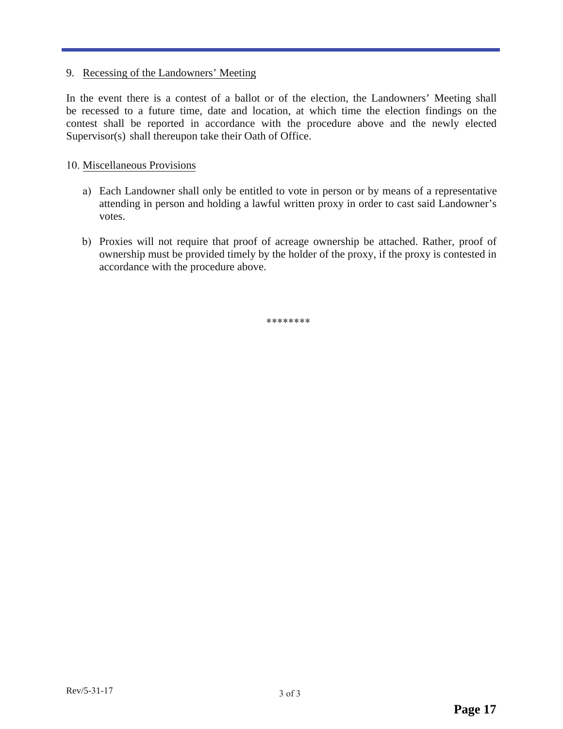9. <u>Recessing of the Landowners' Meeting</u>

In the event there is a contest of a ballot or of the election, the Landowners' Meeting shall be recessed to a future time, date and location, at which time the election findings on the contest shall be reported in accordance with the procedure above and the newly elected Supervisor(s) shall thereupon take their Oath of Office.

10. <u>Miscellaneous Provisions</u>

a) Each Landowner shall only be entitled to vote in person or by means of a representative attending in person and holding a lawful written proxy in order to cast said Landowner's votes.

b) Proxies will not require that proof of acreage ownership be attached. Rather, proof of ownership must be provided timely by the holder of the proxy, if the proxy is contested in accordance with the procedure above.

********

Rev/5-31-17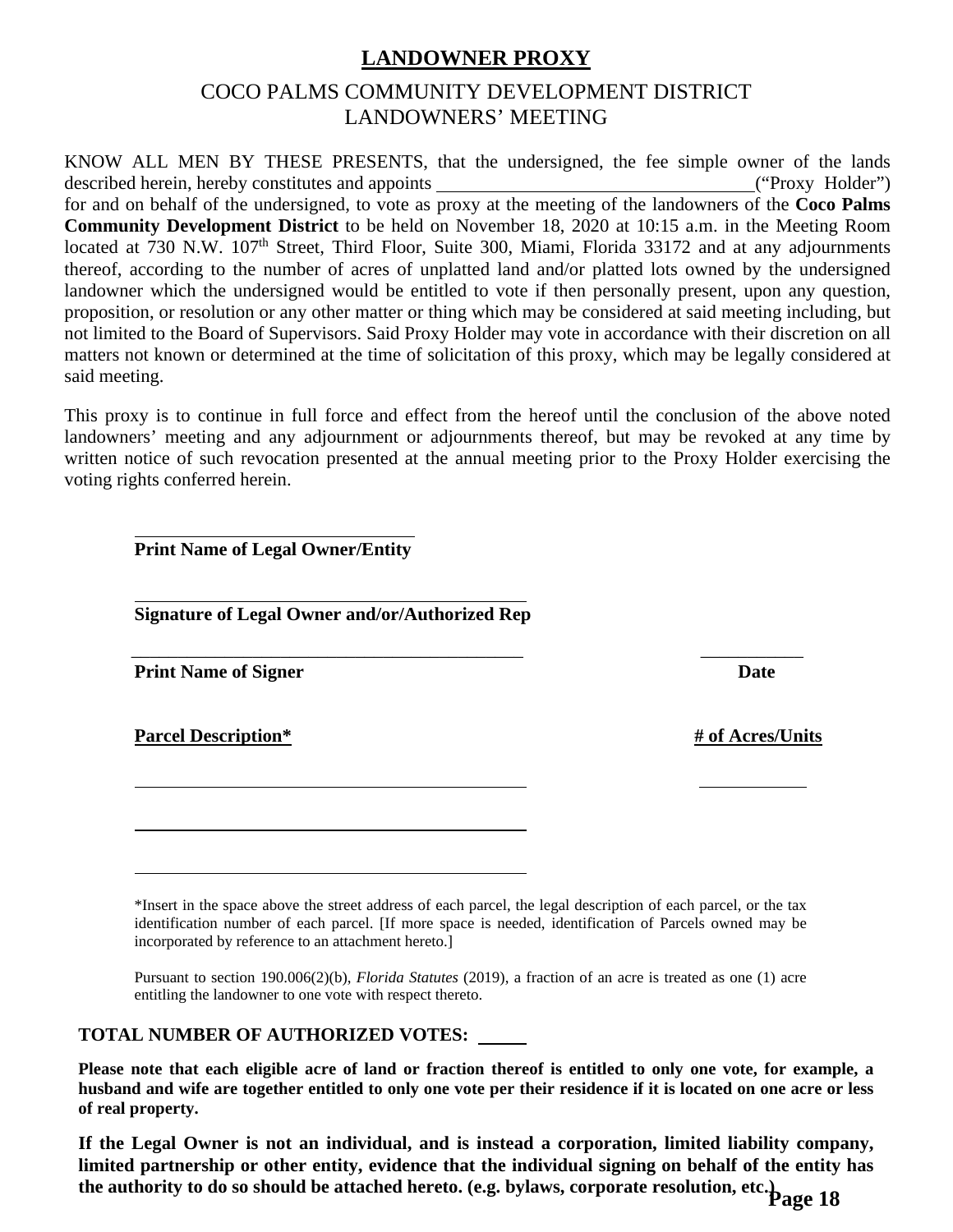# LANDOWNER PROXY

## COCO PALMS COMMUNITY DEVELOPMENT DISTRICT
## LANDOWNERS' MEETING

KNOW ALL MEN BY THESE PRESENTS, that the undersigned, the fee simple owner of the lands described herein, hereby constitutes and appoints ________________________________ ("Proxy Holder") for and on behalf of the undersigned, to vote as proxy at the meeting of the landowners of the **Coco Palms Community Development District** to be held on November 18, 2020 at 10:15 a.m. in the Meeting Room located at 730 N.W. 107th Street, Third Floor, Suite 300, Miami, Florida 33172 and at any adjournments thereof, according to the number of acres of unplatted land and/or platted lots owned by the undersigned landowner which the undersigned would be entitled to vote if then personally present, upon any question, proposition, or resolution or any other matter or thing which may be considered at said meeting including, but not limited to the Board of Supervisors. Said Proxy Holder may vote in accordance with their discretion on all matters not known or determined at the time of solicitation of this proxy, which may be legally considered at said meeting.

This proxy is to continue in full force and effect from the hereof until the conclusion of the above noted landowners' meeting and any adjournment or adjournments thereof, but may be revoked at any time by written notice of such revocation presented at the annual meeting prior to the Proxy Holder exercising the voting rights conferred herein.

________________________________
**Print Name of Legal Owner/Entity**

________________________________
**Signature of Legal Owner and/or/Authorized Rep**

________________________________ ____________
**Print Name of Signer** **Date**

**Parcel Description*** **# of Acres/Units**

________________________________ ____________

________________________________

________________________________

*Insert in the space above the street address of each parcel, the legal description of each parcel, or the tax identification number of each parcel. [If more space is needed, identification of Parcels owned may be incorporated by reference to an attachment hereto.]

Pursuant to section 190.006(2)(b), *Florida Statutes* (2019), a fraction of an acre is treated as one (1) acre entitling the landowner to one vote with respect thereto.

**TOTAL NUMBER OF AUTHORIZED VOTES: _____**

**Please note that each eligible acre of land or fraction thereof is entitled to only one vote, for example, a husband and wife are together entitled to only one vote per their residence if it is located on one acre or less of real property.**

**If the Legal Owner is not an individual, and is instead a corporation, limited liability company, limited partnership or other entity, evidence that the individual signing on behalf of the entity has the authority to do so should be attached hereto. (e.g. bylaws, corporate resolution, etc.)**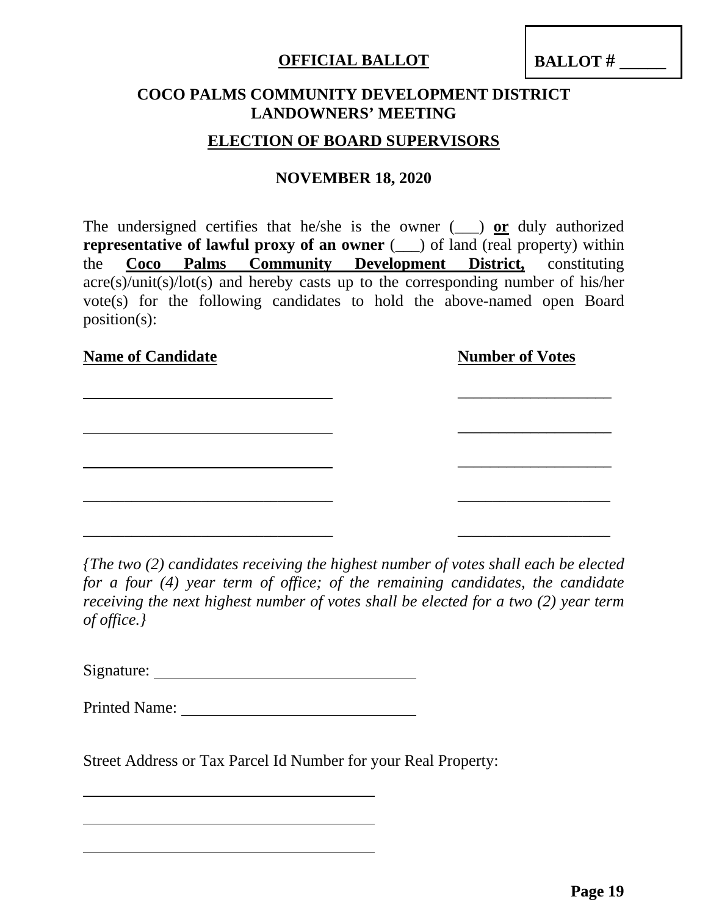**OFFICIAL BALLOT**

**BALLOT # ______**

**COCO PALMS COMMUNITY DEVELOPMENT DISTRICT**
**LANDOWNERS' MEETING**

**ELECTION OF BOARD SUPERVISORS**

**NOVEMBER 18, 2020**

The undersigned certifies that he/she is the owner (___) **or** duly authorized **representative of lawful proxy of an owner** (___) of land (real property) within the **Coco Palms Community Development District,** constituting acre(s)/unit(s)/lot(s) and hereby casts up to the corresponding number of his/her vote(s) for the following candidates to hold the above-named open Board position(s):

| **Name of Candidate** | **Number of Votes** |
|---|---|
| ____________________________ | ____________________ |
| ____________________________ | ____________________ |
| ____________________________ | ____________________ |
| ____________________________ | ____________________ |
| ____________________________ | ____________________ |

*{The two (2) candidates receiving the highest number of votes shall each be elected for a four (4) year term of office; of the remaining candidates, the candidate receiving the next highest number of votes shall be elected for a two (2) year term of office.}*

Signature: ______________________________

Printed Name: ______________________________

Street Address or Tax Parcel Id Number for your Real Property:

______________________________

______________________________

______________________________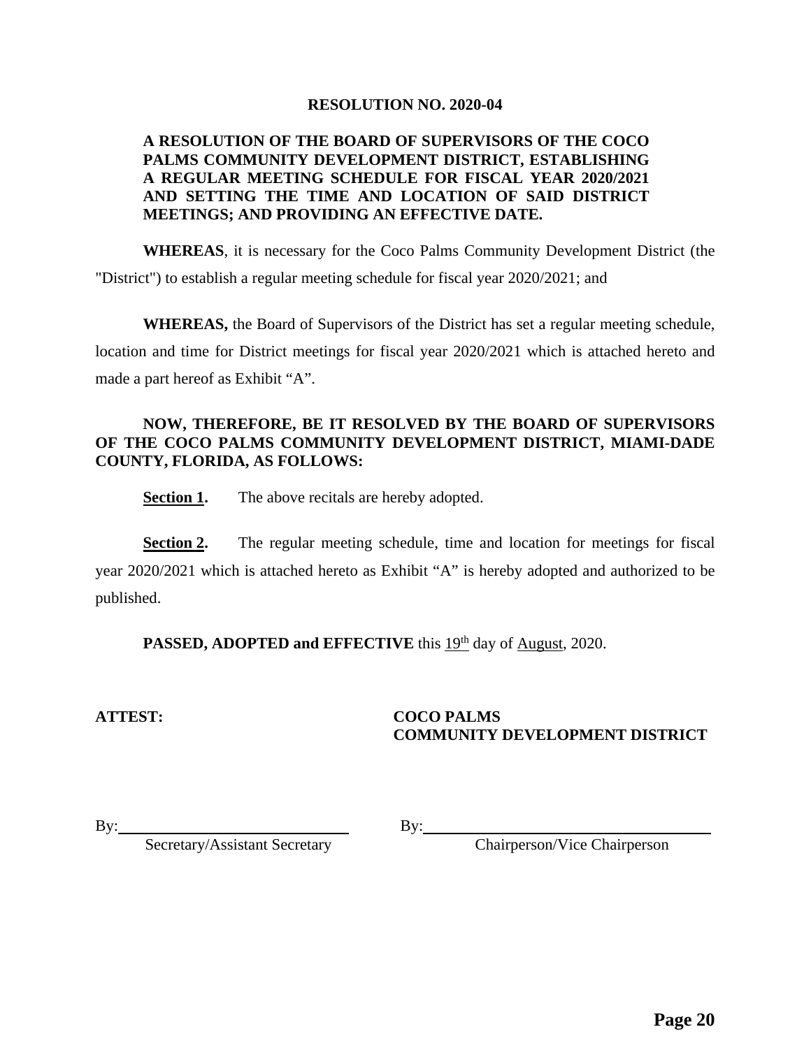# RESOLUTION NO. 2020-04

**A RESOLUTION OF THE BOARD OF SUPERVISORS OF THE COCO PALMS COMMUNITY DEVELOPMENT DISTRICT, ESTABLISHING A REGULAR MEETING SCHEDULE FOR FISCAL YEAR 2020/2021 AND SETTING THE TIME AND LOCATION OF SAID DISTRICT MEETINGS; AND PROVIDING AN EFFECTIVE DATE.**

**WHEREAS**, it is necessary for the Coco Palms Community Development District (the "District") to establish a regular meeting schedule for fiscal year 2020/2021; and

**WHEREAS,** the Board of Supervisors of the District has set a regular meeting schedule, location and time for District meetings for fiscal year 2020/2021 which is attached hereto and made a part hereof as Exhibit "A".

**NOW, THEREFORE, BE IT RESOLVED BY THE BOARD OF SUPERVISORS OF THE COCO PALMS COMMUNITY DEVELOPMENT DISTRICT, MIAMI-DADE COUNTY, FLORIDA, AS FOLLOWS:**

**Section 1.** The above recitals are hereby adopted.

**Section 2.** The regular meeting schedule, time and location for meetings for fiscal year 2020/2021 which is attached hereto as Exhibit "A" is hereby adopted and authorized to be published.

**PASSED, ADOPTED and EFFECTIVE** this 19th day of August, 2020.

**ATTEST:**

By: ______________________________
Secretary/Assistant Secretary

**COCO PALMS COMMUNITY DEVELOPMENT DISTRICT**

By: ______________________________
Chairperson/Vice Chairperson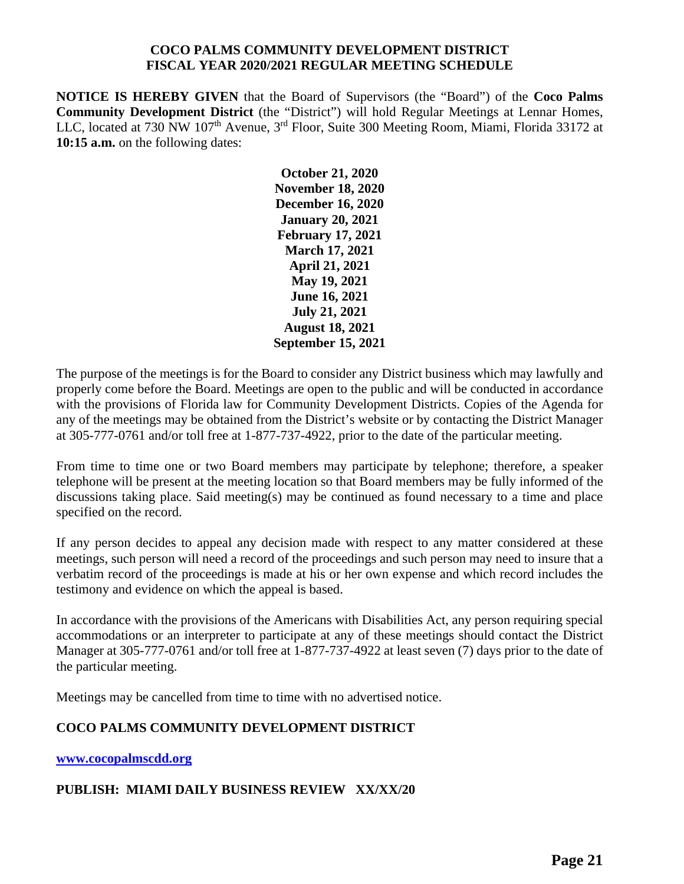# COCO PALMS COMMUNITY DEVELOPMENT DISTRICT
# FISCAL YEAR 2020/2021 REGULAR MEETING SCHEDULE

**NOTICE IS HEREBY GIVEN** that the Board of Supervisors (the "Board") of the **Coco Palms Community Development District** (the "District") will hold Regular Meetings at Lennar Homes, LLC, located at 730 NW 107th Avenue, 3rd Floor, Suite 300 Meeting Room, Miami, Florida 33172 at **10:15 a.m.** on the following dates:

**October 21, 2020**
**November 18, 2020**
**December 16, 2020**
**January 20, 2021**
**February 17, 2021**
**March 17, 2021**
**April 21, 2021**
**May 19, 2021**
**June 16, 2021**
**July 21, 2021**
**August 18, 2021**
**September 15, 2021**

The purpose of the meetings is for the Board to consider any District business which may lawfully and properly come before the Board. Meetings are open to the public and will be conducted in accordance with the provisions of Florida law for Community Development Districts. Copies of the Agenda for any of the meetings may be obtained from the District's website or by contacting the District Manager at 305-777-0761 and/or toll free at 1-877-737-4922, prior to the date of the particular meeting.

From time to time one or two Board members may participate by telephone; therefore, a speaker telephone will be present at the meeting location so that Board members may be fully informed of the discussions taking place. Said meeting(s) may be continued as found necessary to a time and place specified on the record.

If any person decides to appeal any decision made with respect to any matter considered at these meetings, such person will need a record of the proceedings and such person may need to insure that a verbatim record of the proceedings is made at his or her own expense and which record includes the testimony and evidence on which the appeal is based.

In accordance with the provisions of the Americans with Disabilities Act, any person requiring special accommodations or an interpreter to participate at any of these meetings should contact the District Manager at 305-777-0761 and/or toll free at 1-877-737-4922 at least seven (7) days prior to the date of the particular meeting.

Meetings may be cancelled from time to time with no advertised notice.

**COCO PALMS COMMUNITY DEVELOPMENT DISTRICT**

**www.cocopalmscdd.org**

**PUBLISH: MIAMI DAILY BUSINESS REVIEW XX/XX/20**